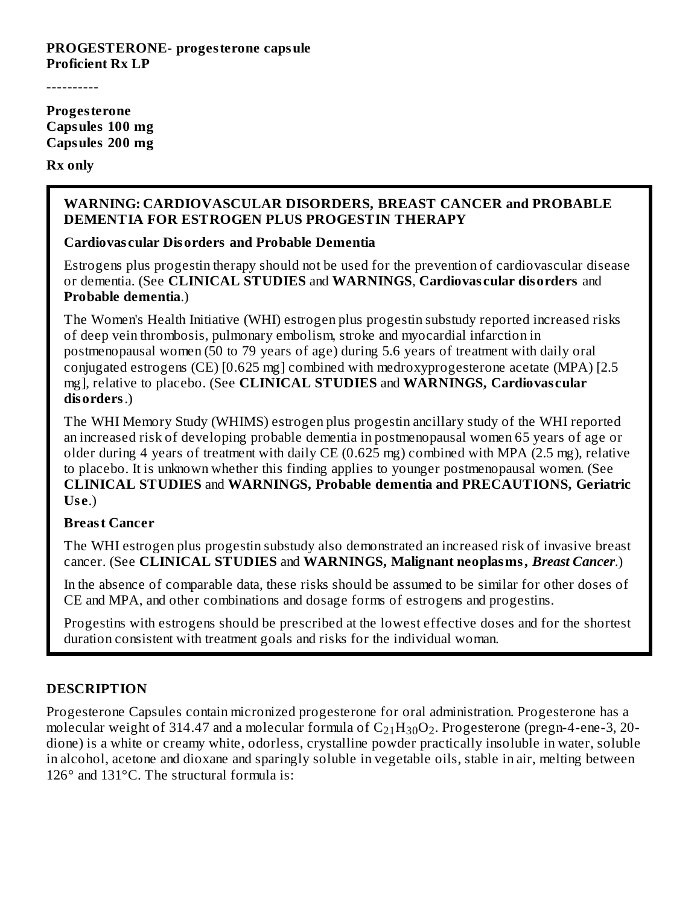**PROGESTERONE- progesterone capsule**
**Proficient Rx LP**

----------

**Progesterone**
**Capsules 100 mg**
**Capsules 200 mg**

**Rx only**

> **WARNING: CARDIOVASCULAR DISORDERS, BREAST CANCER and PROBABLE DEMENTIA FOR ESTROGEN PLUS PROGESTIN THERAPY**
>
> **Cardiovascular Disorders and Probable Dementia**
>
> Estrogens plus progestin therapy should not be used for the prevention of cardiovascular disease or dementia. (See **CLINICAL STUDIES** and **WARNINGS**, **Cardiovascular disorders** and **Probable dementia**.)
>
> The Women's Health Initiative (WHI) estrogen plus progestin substudy reported increased risks of deep vein thrombosis, pulmonary embolism, stroke and myocardial infarction in postmenopausal women (50 to 79 years of age) during 5.6 years of treatment with daily oral conjugated estrogens (CE) [0.625 mg] combined with medroxyprogesterone acetate (MPA) [2.5 mg], relative to placebo. (See **CLINICAL STUDIES** and **WARNINGS, Cardiovascular disorders**.)
>
> The WHI Memory Study (WHIMS) estrogen plus progestin ancillary study of the WHI reported an increased risk of developing probable dementia in postmenopausal women 65 years of age or older during 4 years of treatment with daily CE (0.625 mg) combined with MPA (2.5 mg), relative to placebo. It is unknown whether this finding applies to younger postmenopausal women. (See **CLINICAL STUDIES** and **WARNINGS, Probable dementia and PRECAUTIONS, Geriatric Use**.)
>
> **Breast Cancer**
>
> The WHI estrogen plus progestin substudy also demonstrated an increased risk of invasive breast cancer. (See **CLINICAL STUDIES** and **WARNINGS, Malignant neoplasms,** ***Breast Cancer***.)
>
> In the absence of comparable data, these risks should be assumed to be similar for other doses of CE and MPA, and other combinations and dosage forms of estrogens and progestins.
>
> Progestins with estrogens should be prescribed at the lowest effective doses and for the shortest duration consistent with treatment goals and risks for the individual woman.

## DESCRIPTION

Progesterone Capsules contain micronized progesterone for oral administration. Progesterone has a molecular weight of 314.47 and a molecular formula of $C_{21}H_{30}O_2$. Progesterone (pregn-4-ene-3, 20-dione) is a white or creamy white, odorless, crystalline powder practically insoluble in water, soluble in alcohol, acetone and dioxane and sparingly soluble in vegetable oils, stable in air, melting between 126° and 131°C. The structural formula is: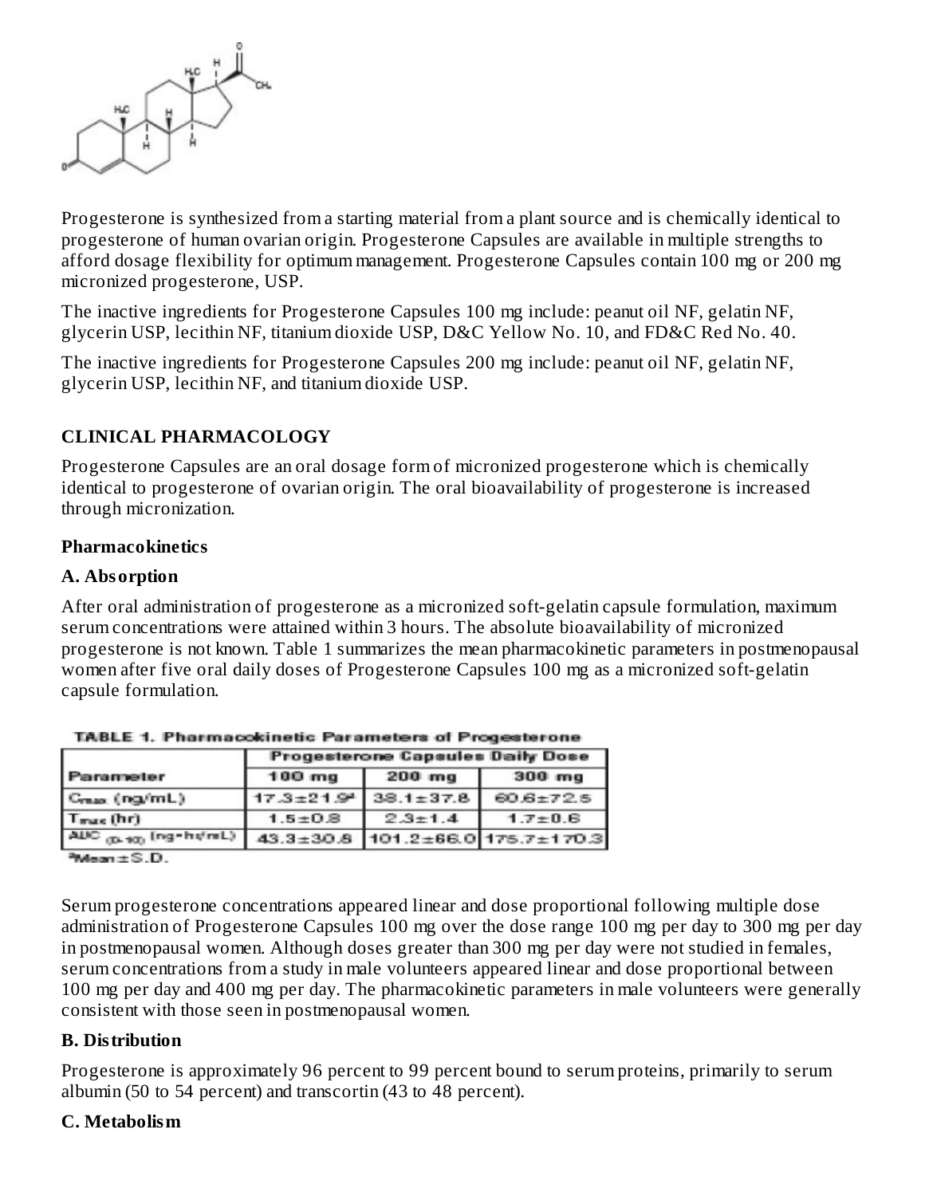Progesterone is synthesized from a starting material from a plant source and is chemically identical to progesterone of human ovarian origin. Progesterone Capsules are available in multiple strengths to afford dosage flexibility for optimum management. Progesterone Capsules contain 100 mg or 200 mg micronized progesterone, USP.

The inactive ingredients for Progesterone Capsules 100 mg include: peanut oil NF, gelatin NF, glycerin USP, lecithin NF, titanium dioxide USP, D&C Yellow No. 10, and FD&C Red No. 40.

The inactive ingredients for Progesterone Capsules 200 mg include: peanut oil NF, gelatin NF, glycerin USP, lecithin NF, and titanium dioxide USP.

## CLINICAL PHARMACOLOGY

Progesterone Capsules are an oral dosage form of micronized progesterone which is chemically identical to progesterone of ovarian origin. The oral bioavailability of progesterone is increased through micronization.

### Pharmacokinetics

### A. Absorption

After oral administration of progesterone as a micronized soft-gelatin capsule formulation, maximum serum concentrations were attained within 3 hours. The absolute bioavailability of micronized progesterone is not known. Table 1 summarizes the mean pharmacokinetic parameters in postmenopausal women after five oral daily doses of Progesterone Capsules 100 mg as a micronized soft-gelatin capsule formulation.

**TABLE 1. Pharmacokinetic Parameters of Progesterone**

| Parameter | Progesterone Capsules Daily Dose | | |
|---|---|---|---|
| | 100 mg | 200 mg | 300 mg |
| $C_{max}$ (ng/mL) | 17.3±21.9[a] | 38.1±37.8 | 60.6±72.5 |
| $T_{max}$ (hr) | 1.5±0.8 | 2.3±1.4 | 1.7±0.6 |
| $AUC_{(0-10)}$ (ng•hr/mL) | 43.3±30.8 | 101.2±66.0 | 175.7±170.3 |

[a]Mean ± S.D.

Serum progesterone concentrations appeared linear and dose proportional following multiple dose administration of Progesterone Capsules 100 mg over the dose range 100 mg per day to 300 mg per day in postmenopausal women. Although doses greater than 300 mg per day were not studied in females, serum concentrations from a study in male volunteers appeared linear and dose proportional between 100 mg per day and 400 mg per day. The pharmacokinetic parameters in male volunteers were generally consistent with those seen in postmenopausal women.

### B. Distribution

Progesterone is approximately 96 percent to 99 percent bound to serum proteins, primarily to serum albumin (50 to 54 percent) and transcortin (43 to 48 percent).

### C. Metabolism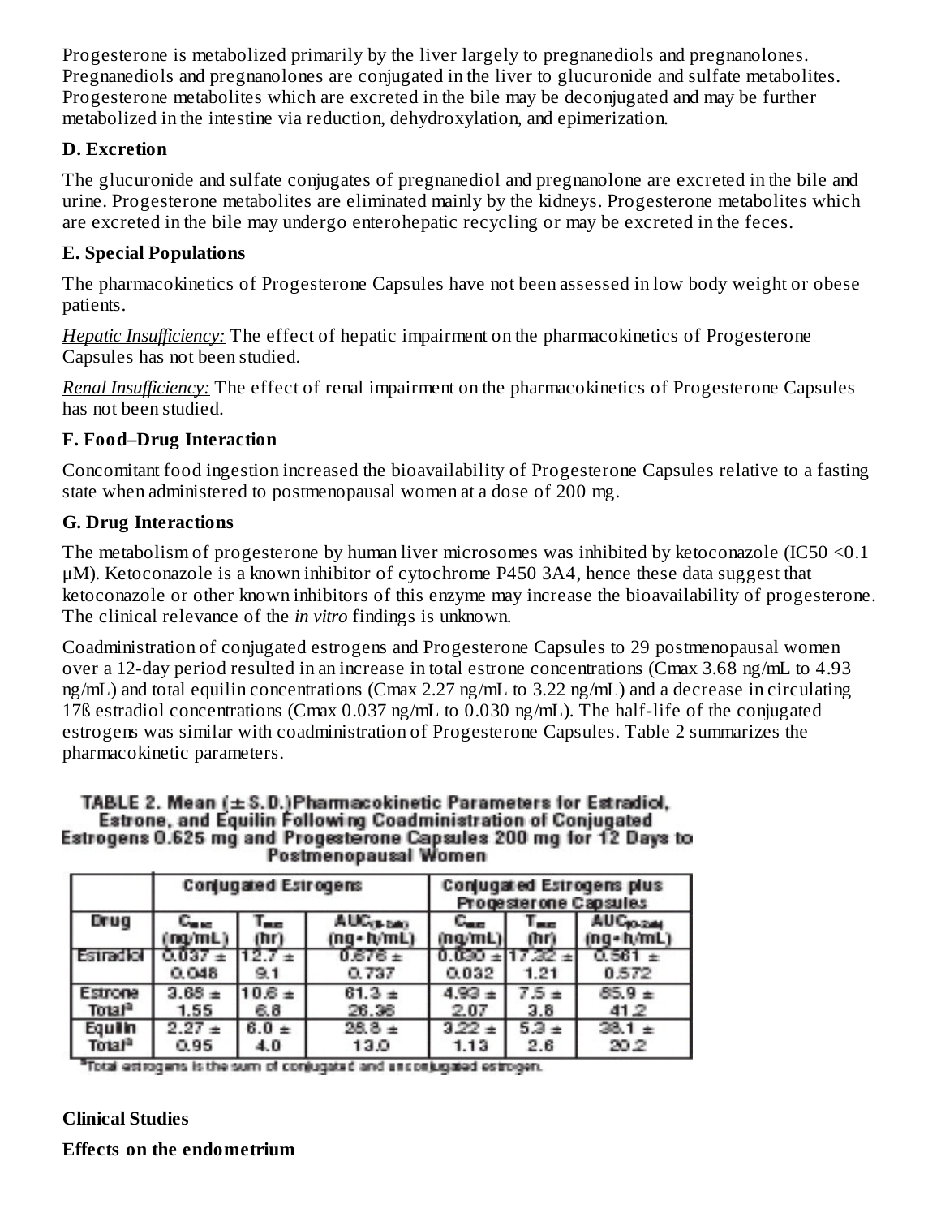Progesterone is metabolized primarily by the liver largely to pregnanediols and pregnanolones. Pregnanediols and pregnanolones are conjugated in the liver to glucuronide and sulfate metabolites. Progesterone metabolites which are excreted in the bile may be deconjugated and may be further metabolized in the intestine via reduction, dehydroxylation, and epimerization.

**D. Excretion**

The glucuronide and sulfate conjugates of pregnanediol and pregnanolone are excreted in the bile and urine. Progesterone metabolites are eliminated mainly by the kidneys. Progesterone metabolites which are excreted in the bile may undergo enterohepatic recycling or may be excreted in the feces.

**E. Special Populations**

The pharmacokinetics of Progesterone Capsules have not been assessed in low body weight or obese patients.

*Hepatic Insufficiency:* The effect of hepatic impairment on the pharmacokinetics of Progesterone Capsules has not been studied.

*Renal Insufficiency:* The effect of renal impairment on the pharmacokinetics of Progesterone Capsules has not been studied.

**F. Food–Drug Interaction**

Concomitant food ingestion increased the bioavailability of Progesterone Capsules relative to a fasting state when administered to postmenopausal women at a dose of 200 mg.

**G. Drug Interactions**

The metabolism of progesterone by human liver microsomes was inhibited by ketoconazole (IC50 <0.1 µM). Ketoconazole is a known inhibitor of cytochrome P450 3A4, hence these data suggest that ketoconazole or other known inhibitors of this enzyme may increase the bioavailability of progesterone. The clinical relevance of the *in vitro* findings is unknown.

Coadministration of conjugated estrogens and Progesterone Capsules to 29 postmenopausal women over a 12-day period resulted in an increase in total estrone concentrations (Cmax 3.68 ng/mL to 4.93 ng/mL) and total equilin concentrations (Cmax 2.27 ng/mL to 3.22 ng/mL) and a decrease in circulating 17ß estradiol concentrations (Cmax 0.037 ng/mL to 0.030 ng/mL). The half-life of the conjugated estrogens was similar with coadministration of Progesterone Capsules. Table 2 summarizes the pharmacokinetic parameters.

**TABLE 2. Mean (± S.D.) Pharmacokinetic Parameters for Estradiol, Estrone, and Equilin Following Coadministration of Conjugated Estrogens 0.625 mg and Progesterone Capsules 200 mg for 12 Days to Postmenopausal Women**

| | Conjugated Estrogens | | | Conjugated Estrogens plus Progesterone Capsules | | |
|---|---|---|---|---|---|---|
| Drug | $C_{max}$ (ng/mL) | $T_{max}$ (hr) | $AUC_{(0-24h)}$ (ng•h/mL) | $C_{max}$ (ng/mL) | $T_{max}$ (hr) | $AUC_{(0-24h)}$ (ng•h/mL) |
| Estradiol | 0.037 ± 0.048 | 12.7 ± 9.1 | 0.676 ± 0.737 | 0.030 ± 0.032 | 17.32 ± 1.21 | 0.561 ± 0.572 |
| Estrone Total[a] | 3.68 ± 1.55 | 10.6 ± 6.8 | 61.3 ± 26.36 | 4.93 ± 2.07 | 7.5 ± 3.8 | 85.9 ± 41.2 |
| Equilin Total[a] | 2.27 ± 0.95 | 6.0 ± 4.0 | 28.8 ± 13.0 | 3.22 ± 1.13 | 5.3 ± 2.6 | 38.1 ± 20.2 |

[a]Total estrogens is the sum of conjugated and unconjugated estrogen.

**Clinical Studies**

**Effects on the endometrium**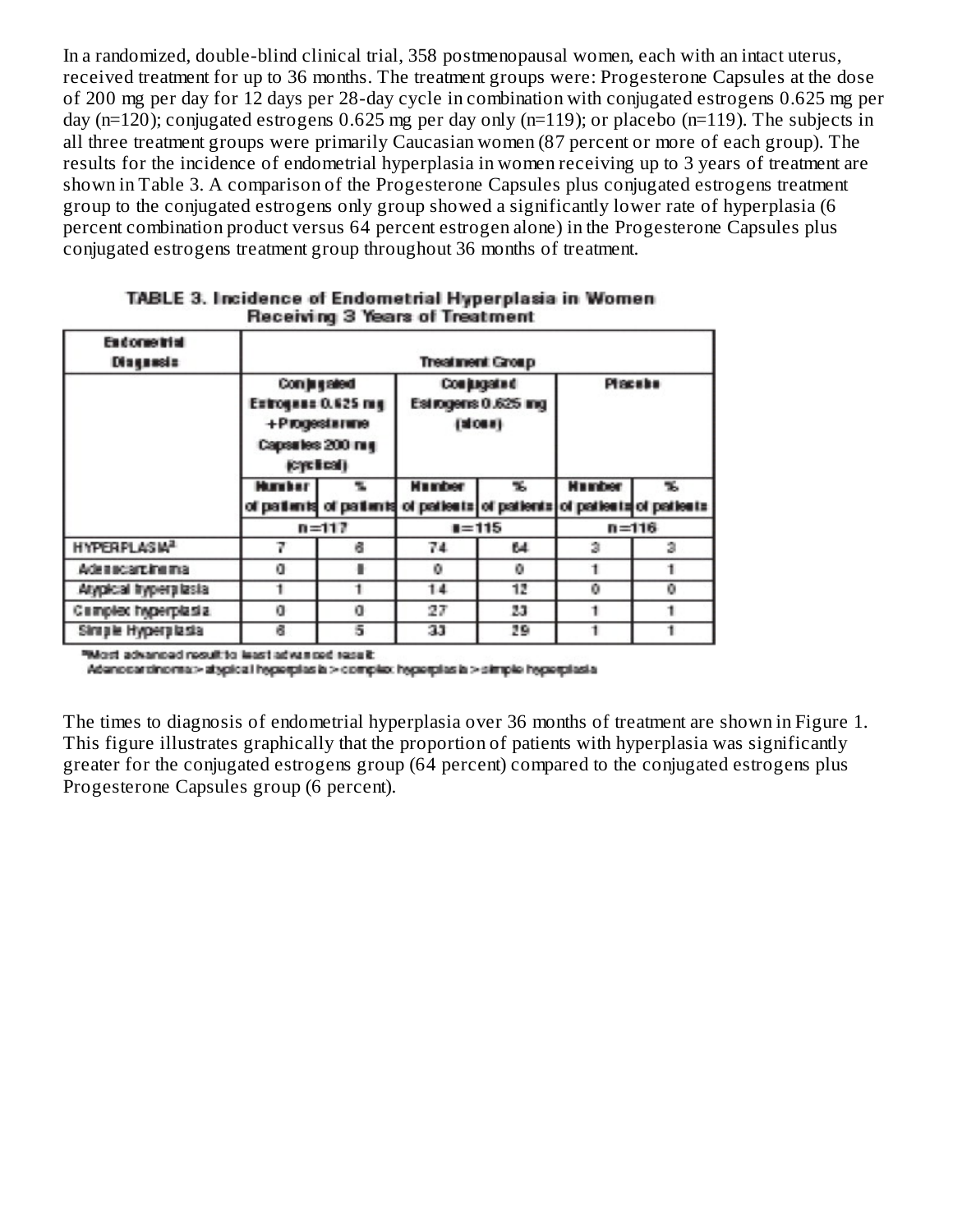In a randomized, double-blind clinical trial, 358 postmenopausal women, each with an intact uterus, received treatment for up to 36 months. The treatment groups were: Progesterone Capsules at the dose of 200 mg per day for 12 days per 28-day cycle in combination with conjugated estrogens 0.625 mg per day (n=120); conjugated estrogens 0.625 mg per day only (n=119); or placebo (n=119). The subjects in all three treatment groups were primarily Caucasian women (87 percent or more of each group). The results for the incidence of endometrial hyperplasia in women receiving up to 3 years of treatment are shown in Table 3. A comparison of the Progesterone Capsules plus conjugated estrogens treatment group to the conjugated estrogens only group showed a significantly lower rate of hyperplasia (6 percent combination product versus 64 percent estrogen alone) in the Progesterone Capsules plus conjugated estrogens treatment group throughout 36 months of treatment.

**TABLE 3. Incidence of Endometrial Hyperplasia in Women Receiving 3 Years of Treatment**

| Endometrial Diagnosis | Treatment Group | | | | | |
|---|---|---|---|---|---|---|
| | Conjugated Estrogens 0.625 mg + Progesterone Capsules 200 mg (cyclical) | | Conjugated Estrogens 0.625 mg (alone) | | Placebo | |
| | Number of patients | % of patients | Number of patients | % of patients | Number of patients | % of patients |
| | n=117 | | n=115 | | n=116 | |
| HYPERPLASIA[a] | 7 | 6 | 74 | 64 | 3 | 3 |
| Adenocarcinoma | 0 | 0 | 0 | 0 | 1 | 1 |
| Atypical hyperplasia | 1 | 1 | 14 | 12 | 0 | 0 |
| Complex hyperplasia | 0 | 0 | 27 | 23 | 1 | 1 |
| Simple Hyperplasia | 6 | 5 | 33 | 29 | 1 | 1 |

[a]Most advanced result to least advanced result:
Adenocarcinoma > atypical hyperplasia > complex hyperplasia > simple hyperplasia

The times to diagnosis of endometrial hyperplasia over 36 months of treatment are shown in Figure 1. This figure illustrates graphically that the proportion of patients with hyperplasia was significantly greater for the conjugated estrogens group (64 percent) compared to the conjugated estrogens plus Progesterone Capsules group (6 percent).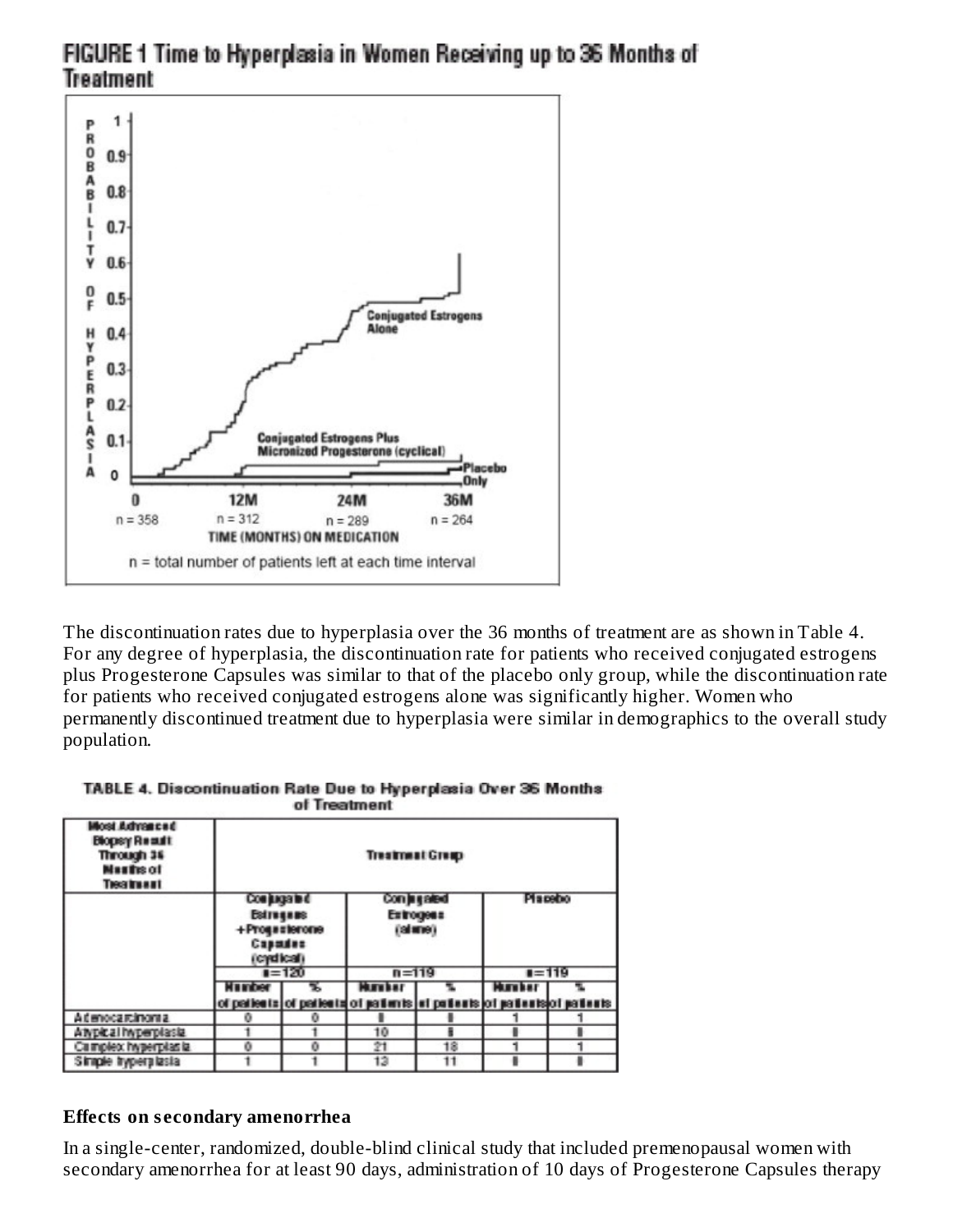FIGURE 1 Time to Hyperplasia in Women Receiving up to 36 Months of Treatment

The discontinuation rates due to hyperplasia over the 36 months of treatment are as shown in Table 4. For any degree of hyperplasia, the discontinuation rate for patients who received conjugated estrogens plus Progesterone Capsules was similar to that of the placebo only group, while the discontinuation rate for patients who received conjugated estrogens alone was significantly higher. Women who permanently discontinued treatment due to hyperplasia were similar in demographics to the overall study population.

TABLE 4. Discontinuation Rate Due to Hyperplasia Over 36 Months of Treatment

| Most Advanced Biopsy Result Through 36 Months of Treatment | Treatment Group | | | | | |
|---|---|---|---|---|---|---|
| | Conjugated Estrogens +Progesterone Capsules (cyclical) n=120 | | Conjugated Estrogens (alone) n=119 | | Placebo n=119 | |
| | Number of patients | % of patients | Number of patients | % of patients | Number of patients | % of patients |
| Adenocarcinoma | 0 | 0 | 1 | 1 | 1 | 1 |
| Atypical hyperplasia | 1 | 1 | 10 | 8 | 0 | 0 |
| Complex hyperplasia | 0 | 0 | 21 | 18 | 1 | 1 |
| Simple hyperplasia | 1 | 1 | 13 | 11 | 0 | 0 |

**Effects on secondary amenorrhea**

In a single-center, randomized, double-blind clinical study that included premenopausal women with secondary amenorrhea for at least 90 days, administration of 10 days of Progesterone Capsules therapy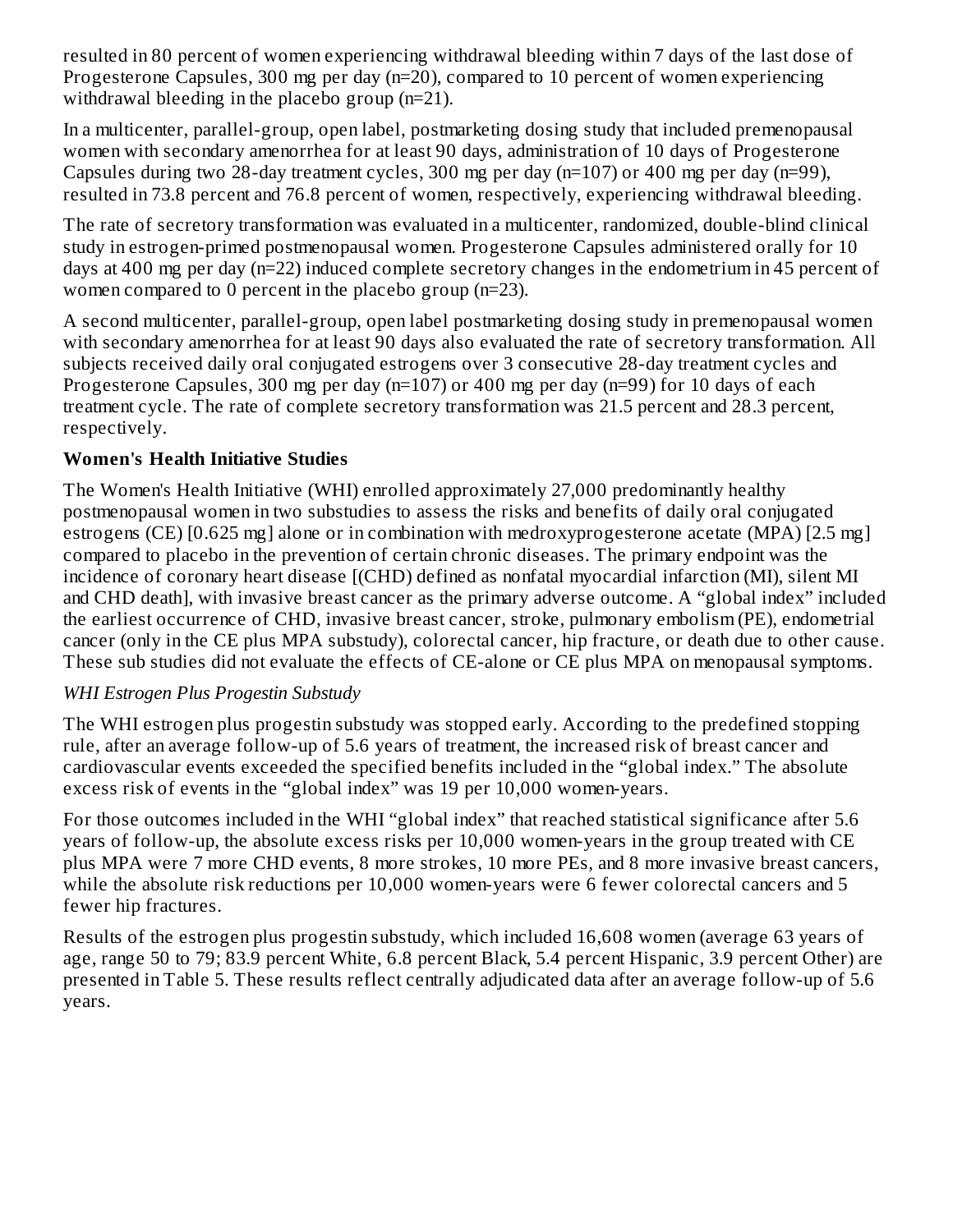resulted in 80 percent of women experiencing withdrawal bleeding within 7 days of the last dose of Progesterone Capsules, 300 mg per day (n=20), compared to 10 percent of women experiencing withdrawal bleeding in the placebo group (n=21).

In a multicenter, parallel-group, open label, postmarketing dosing study that included premenopausal women with secondary amenorrhea for at least 90 days, administration of 10 days of Progesterone Capsules during two 28-day treatment cycles, 300 mg per day (n=107) or 400 mg per day (n=99), resulted in 73.8 percent and 76.8 percent of women, respectively, experiencing withdrawal bleeding.

The rate of secretory transformation was evaluated in a multicenter, randomized, double-blind clinical study in estrogen-primed postmenopausal women. Progesterone Capsules administered orally for 10 days at 400 mg per day (n=22) induced complete secretory changes in the endometrium in 45 percent of women compared to 0 percent in the placebo group (n=23).

A second multicenter, parallel-group, open label postmarketing dosing study in premenopausal women with secondary amenorrhea for at least 90 days also evaluated the rate of secretory transformation. All subjects received daily oral conjugated estrogens over 3 consecutive 28-day treatment cycles and Progesterone Capsules, 300 mg per day (n=107) or 400 mg per day (n=99) for 10 days of each treatment cycle. The rate of complete secretory transformation was 21.5 percent and 28.3 percent, respectively.

**Women's Health Initiative Studies**

The Women's Health Initiative (WHI) enrolled approximately 27,000 predominantly healthy postmenopausal women in two substudies to assess the risks and benefits of daily oral conjugated estrogens (CE) [0.625 mg] alone or in combination with medroxyprogesterone acetate (MPA) [2.5 mg] compared to placebo in the prevention of certain chronic diseases. The primary endpoint was the incidence of coronary heart disease [(CHD) defined as nonfatal myocardial infarction (MI), silent MI and CHD death], with invasive breast cancer as the primary adverse outcome. A "global index" included the earliest occurrence of CHD, invasive breast cancer, stroke, pulmonary embolism (PE), endometrial cancer (only in the CE plus MPA substudy), colorectal cancer, hip fracture, or death due to other cause. These sub studies did not evaluate the effects of CE-alone or CE plus MPA on menopausal symptoms.

*WHI Estrogen Plus Progestin Substudy*

The WHI estrogen plus progestin substudy was stopped early. According to the predefined stopping rule, after an average follow-up of 5.6 years of treatment, the increased risk of breast cancer and cardiovascular events exceeded the specified benefits included in the "global index." The absolute excess risk of events in the "global index" was 19 per 10,000 women-years.

For those outcomes included in the WHI "global index" that reached statistical significance after 5.6 years of follow-up, the absolute excess risks per 10,000 women-years in the group treated with CE plus MPA were 7 more CHD events, 8 more strokes, 10 more PEs, and 8 more invasive breast cancers, while the absolute risk reductions per 10,000 women-years were 6 fewer colorectal cancers and 5 fewer hip fractures.

Results of the estrogen plus progestin substudy, which included 16,608 women (average 63 years of age, range 50 to 79; 83.9 percent White, 6.8 percent Black, 5.4 percent Hispanic, 3.9 percent Other) are presented in Table 5. These results reflect centrally adjudicated data after an average follow-up of 5.6 years.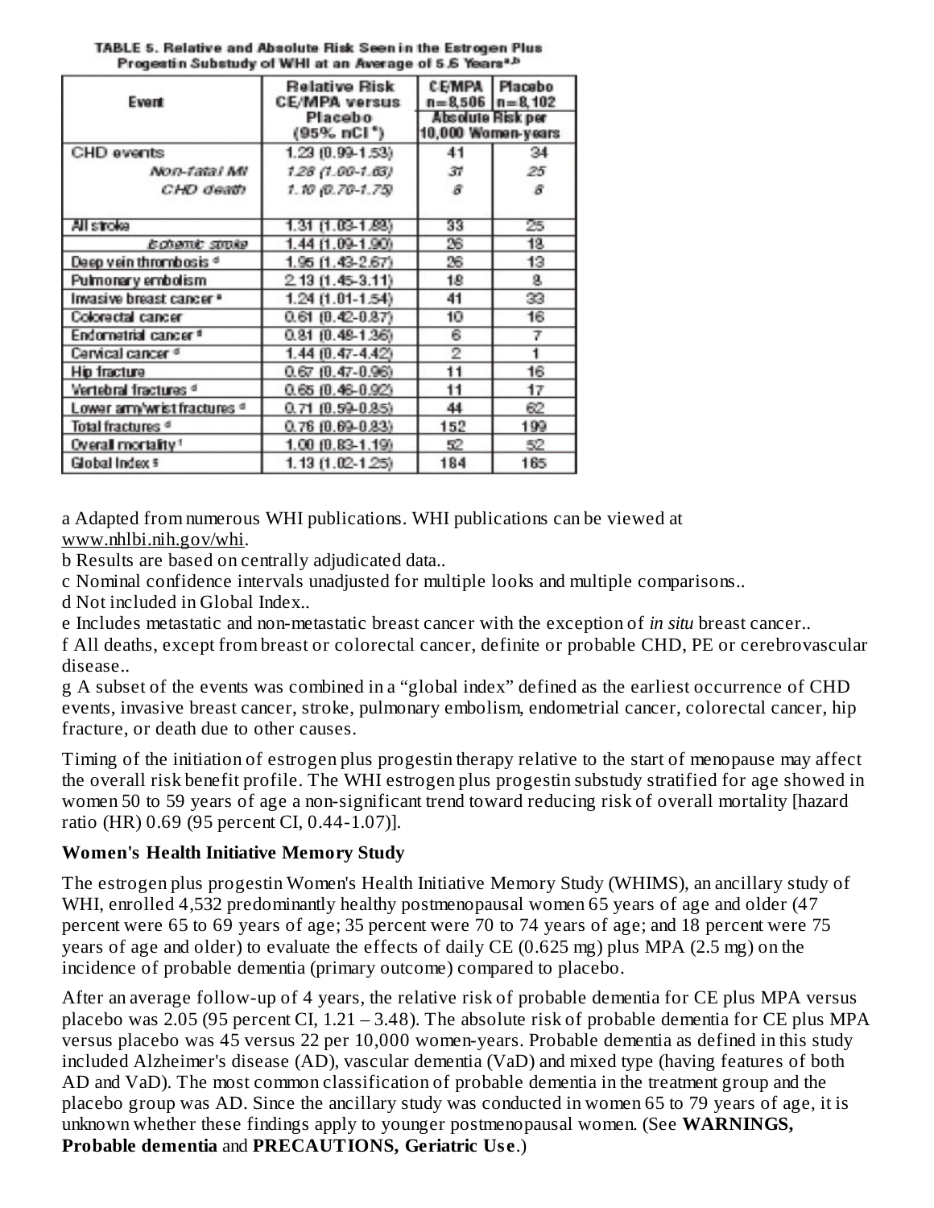**TABLE 5. Relative and Absolute Risk Seen in the Estrogen Plus Progestin Substudy of WHI at an Average of 5.6 Years[a,b]**

| Event | Relative Risk CE/MPA versus Placebo (95% nCI[c]) | CE/MPA n=8,506 | Placebo n=8,102 |
|---|---|---|---|
| | | Absolute Risk per 10,000 Women-years | |
| CHD events | 1.23 (0.99-1.53) | 41 | 34 |
| *Non-fatal MI* | *1.28 (1.00-1.63)* | *31* | *25* |
| *CHD death* | *1.10 (0.70-1.75)* | *8* | *8* |
| All stroke | 1.31 (1.03-1.68) | 33 | 25 |
| *Ischemic stroke* | 1.44 (1.09-1.90) | 26 | 18 |
| Deep vein thrombosis[d] | 1.95 (1.43-2.67) | 26 | 13 |
| Pulmonary embolism | 2.13 (1.45-3.11) | 18 | 8 |
| Invasive breast cancer[e] | 1.24 (1.01-1.54) | 41 | 33 |
| Colorectal cancer | 0.61 (0.42-0.87) | 10 | 16 |
| Endometrial cancer[g] | 0.81 (0.48-1.36) | 6 | 7 |
| Cervical cancer[d] | 1.44 (0.47-4.42) | 2 | 1 |
| Hip fracture | 0.67 (0.47-0.96) | 11 | 16 |
| Vertebral fractures[d] | 0.65 (0.46-0.92) | 11 | 17 |
| Lower arm/wrist fractures[d] | 0.71 (0.59-0.85) | 44 | 62 |
| Total fractures[d] | 0.76 (0.69-0.83) | 152 | 199 |
| Overall mortality[f] | 1.00 (0.83-1.19) | 52 | 52 |
| Global Index[g] | 1.13 (1.02-1.25) | 184 | 165 |

a Adapted from numerous WHI publications. WHI publications can be viewed at www.nhlbi.nih.gov/whi.

b Results are based on centrally adjudicated data..

c Nominal confidence intervals unadjusted for multiple looks and multiple comparisons..

d Not included in Global Index..

e Includes metastatic and non-metastatic breast cancer with the exception of *in situ* breast cancer..

f All deaths, except from breast or colorectal cancer, definite or probable CHD, PE or cerebrovascular disease..

g A subset of the events was combined in a "global index" defined as the earliest occurrence of CHD events, invasive breast cancer, stroke, pulmonary embolism, endometrial cancer, colorectal cancer, hip fracture, or death due to other causes.

Timing of the initiation of estrogen plus progestin therapy relative to the start of menopause may affect the overall risk benefit profile. The WHI estrogen plus progestin substudy stratified for age showed in women 50 to 59 years of age a non-significant trend toward reducing risk of overall mortality [hazard ratio (HR) 0.69 (95 percent CI, 0.44-1.07)].

**Women's Health Initiative Memory Study**

The estrogen plus progestin Women's Health Initiative Memory Study (WHIMS), an ancillary study of WHI, enrolled 4,532 predominantly healthy postmenopausal women 65 years of age and older (47 percent were 65 to 69 years of age; 35 percent were 70 to 74 years of age; and 18 percent were 75 years of age and older) to evaluate the effects of daily CE (0.625 mg) plus MPA (2.5 mg) on the incidence of probable dementia (primary outcome) compared to placebo.

After an average follow-up of 4 years, the relative risk of probable dementia for CE plus MPA versus placebo was 2.05 (95 percent CI, 1.21 – 3.48). The absolute risk of probable dementia for CE plus MPA versus placebo was 45 versus 22 per 10,000 women-years. Probable dementia as defined in this study included Alzheimer's disease (AD), vascular dementia (VaD) and mixed type (having features of both AD and VaD). The most common classification of probable dementia in the treatment group and the placebo group was AD. Since the ancillary study was conducted in women 65 to 79 years of age, it is unknown whether these findings apply to younger postmenopausal women. (See **WARNINGS, Probable dementia** and **PRECAUTIONS, Geriatric Use**.)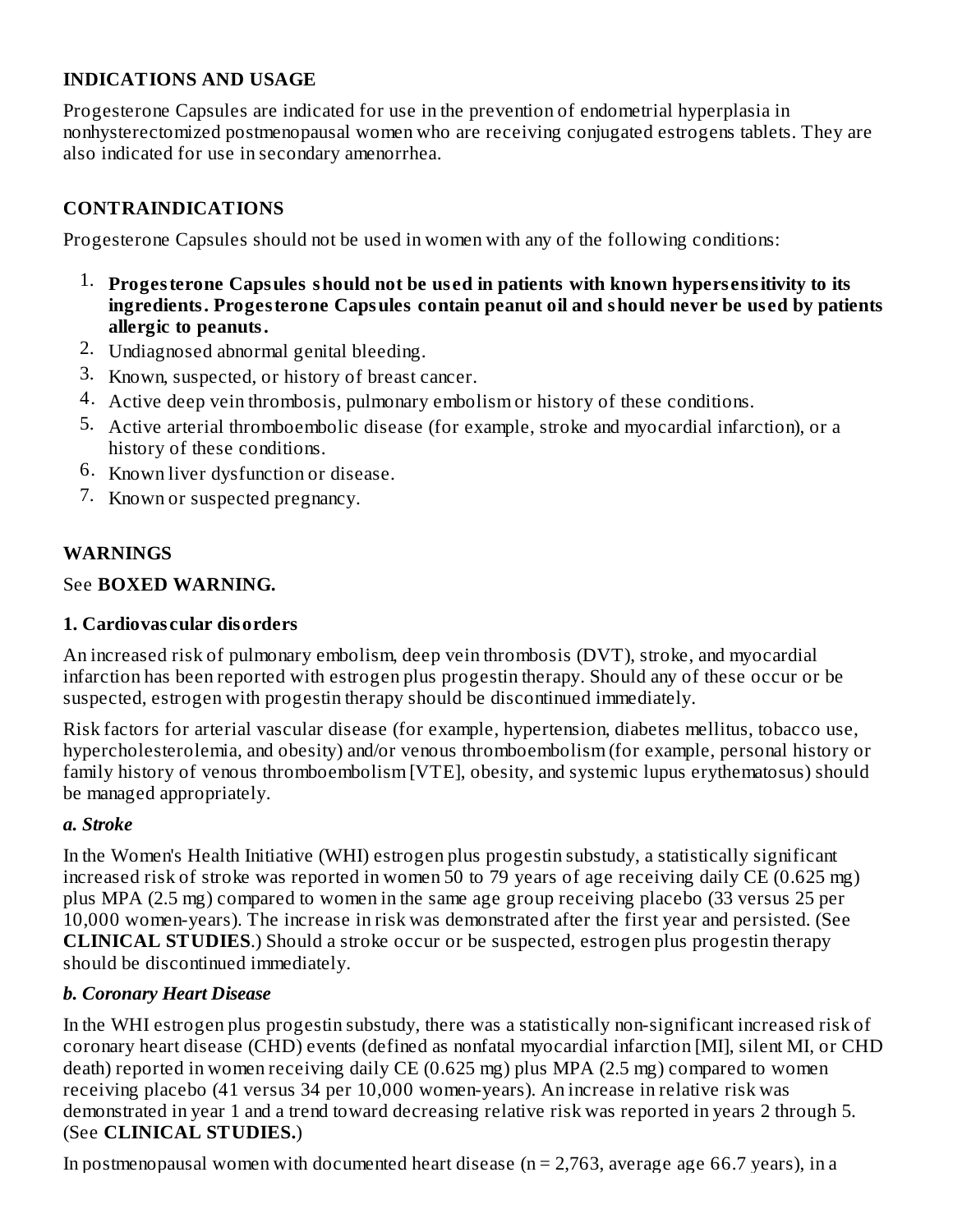## INDICATIONS AND USAGE

Progesterone Capsules are indicated for use in the prevention of endometrial hyperplasia in nonhysterectomized postmenopausal women who are receiving conjugated estrogens tablets. They are also indicated for use in secondary amenorrhea.

## CONTRAINDICATIONS

Progesterone Capsules should not be used in women with any of the following conditions:

1. **Progesterone Capsules should not be used in patients with known hypersensitivity to its ingredients. Progesterone Capsules contain peanut oil and should never be used by patients allergic to peanuts.**
2. Undiagnosed abnormal genital bleeding.
3. Known, suspected, or history of breast cancer.
4. Active deep vein thrombosis, pulmonary embolism or history of these conditions.
5. Active arterial thromboembolic disease (for example, stroke and myocardial infarction), or a history of these conditions.
6. Known liver dysfunction or disease.
7. Known or suspected pregnancy.

## WARNINGS

See **BOXED WARNING.**

### 1. Cardiovascular disorders

An increased risk of pulmonary embolism, deep vein thrombosis (DVT), stroke, and myocardial infarction has been reported with estrogen plus progestin therapy. Should any of these occur or be suspected, estrogen with progestin therapy should be discontinued immediately.

Risk factors for arterial vascular disease (for example, hypertension, diabetes mellitus, tobacco use, hypercholesterolemia, and obesity) and/or venous thromboembolism (for example, personal history or family history of venous thromboembolism [VTE], obesity, and systemic lupus erythematosus) should be managed appropriately.

#### *a. Stroke*

In the Women's Health Initiative (WHI) estrogen plus progestin substudy, a statistically significant increased risk of stroke was reported in women 50 to 79 years of age receiving daily CE (0.625 mg) plus MPA (2.5 mg) compared to women in the same age group receiving placebo (33 versus 25 per 10,000 women-years). The increase in risk was demonstrated after the first year and persisted. (See **CLINICAL STUDIES**.) Should a stroke occur or be suspected, estrogen plus progestin therapy should be discontinued immediately.

#### *b. Coronary Heart Disease*

In the WHI estrogen plus progestin substudy, there was a statistically non-significant increased risk of coronary heart disease (CHD) events (defined as nonfatal myocardial infarction [MI], silent MI, or CHD death) reported in women receiving daily CE (0.625 mg) plus MPA (2.5 mg) compared to women receiving placebo (41 versus 34 per 10,000 women-years). An increase in relative risk was demonstrated in year 1 and a trend toward decreasing relative risk was reported in years 2 through 5. (See **CLINICAL STUDIES.**)

In postmenopausal women with documented heart disease (n = 2,763, average age 66.7 years), in a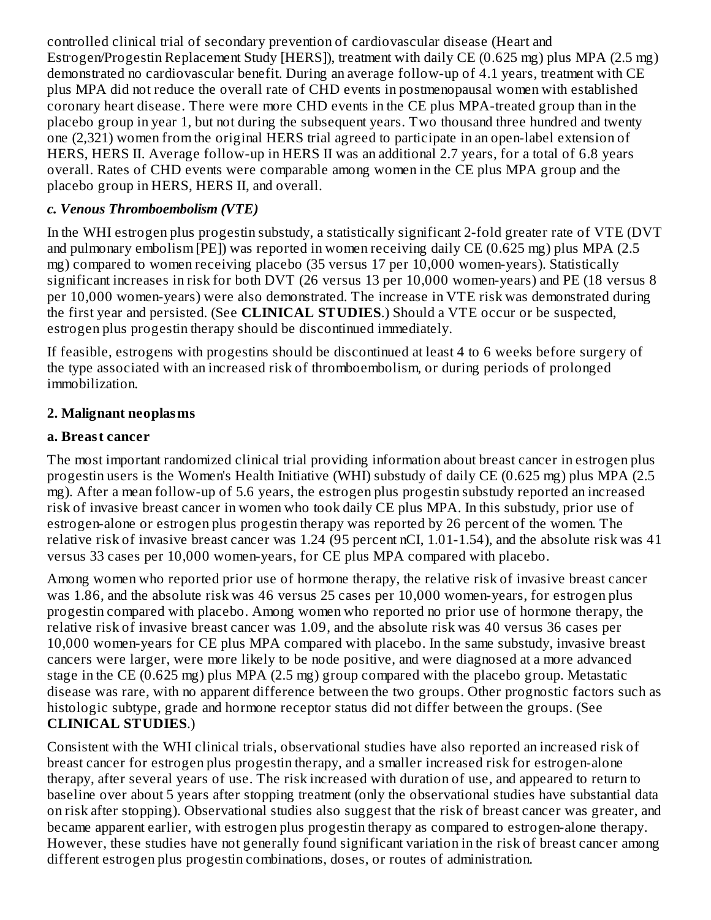controlled clinical trial of secondary prevention of cardiovascular disease (Heart and Estrogen/Progestin Replacement Study [HERS]), treatment with daily CE (0.625 mg) plus MPA (2.5 mg) demonstrated no cardiovascular benefit. During an average follow-up of 4.1 years, treatment with CE plus MPA did not reduce the overall rate of CHD events in postmenopausal women with established coronary heart disease. There were more CHD events in the CE plus MPA-treated group than in the placebo group in year 1, but not during the subsequent years. Two thousand three hundred and twenty one (2,321) women from the original HERS trial agreed to participate in an open-label extension of HERS, HERS II. Average follow-up in HERS II was an additional 2.7 years, for a total of 6.8 years overall. Rates of CHD events were comparable among women in the CE plus MPA group and the placebo group in HERS, HERS II, and overall.

### *c. Venous Thromboembolism (VTE)*

In the WHI estrogen plus progestin substudy, a statistically significant 2-fold greater rate of VTE (DVT and pulmonary embolism [PE]) was reported in women receiving daily CE (0.625 mg) plus MPA (2.5 mg) compared to women receiving placebo (35 versus 17 per 10,000 women-years). Statistically significant increases in risk for both DVT (26 versus 13 per 10,000 women-years) and PE (18 versus 8 per 10,000 women-years) were also demonstrated. The increase in VTE risk was demonstrated during the first year and persisted. (See **CLINICAL STUDIES**.) Should a VTE occur or be suspected, estrogen plus progestin therapy should be discontinued immediately.

If feasible, estrogens with progestins should be discontinued at least 4 to 6 weeks before surgery of the type associated with an increased risk of thromboembolism, or during periods of prolonged immobilization.

## 2. Malignant neoplasms

### a. Breast cancer

The most important randomized clinical trial providing information about breast cancer in estrogen plus progestin users is the Women's Health Initiative (WHI) substudy of daily CE (0.625 mg) plus MPA (2.5 mg). After a mean follow-up of 5.6 years, the estrogen plus progestin substudy reported an increased risk of invasive breast cancer in women who took daily CE plus MPA. In this substudy, prior use of estrogen-alone or estrogen plus progestin therapy was reported by 26 percent of the women. The relative risk of invasive breast cancer was 1.24 (95 percent nCI, 1.01-1.54), and the absolute risk was 41 versus 33 cases per 10,000 women-years, for CE plus MPA compared with placebo.

Among women who reported prior use of hormone therapy, the relative risk of invasive breast cancer was 1.86, and the absolute risk was 46 versus 25 cases per 10,000 women-years, for estrogen plus progestin compared with placebo. Among women who reported no prior use of hormone therapy, the relative risk of invasive breast cancer was 1.09, and the absolute risk was 40 versus 36 cases per 10,000 women-years for CE plus MPA compared with placebo. In the same substudy, invasive breast cancers were larger, were more likely to be node positive, and were diagnosed at a more advanced stage in the CE (0.625 mg) plus MPA (2.5 mg) group compared with the placebo group. Metastatic disease was rare, with no apparent difference between the two groups. Other prognostic factors such as histologic subtype, grade and hormone receptor status did not differ between the groups. (See **CLINICAL STUDIES**.)

Consistent with the WHI clinical trials, observational studies have also reported an increased risk of breast cancer for estrogen plus progestin therapy, and a smaller increased risk for estrogen-alone therapy, after several years of use. The risk increased with duration of use, and appeared to return to baseline over about 5 years after stopping treatment (only the observational studies have substantial data on risk after stopping). Observational studies also suggest that the risk of breast cancer was greater, and became apparent earlier, with estrogen plus progestin therapy as compared to estrogen-alone therapy. However, these studies have not generally found significant variation in the risk of breast cancer among different estrogen plus progestin combinations, doses, or routes of administration.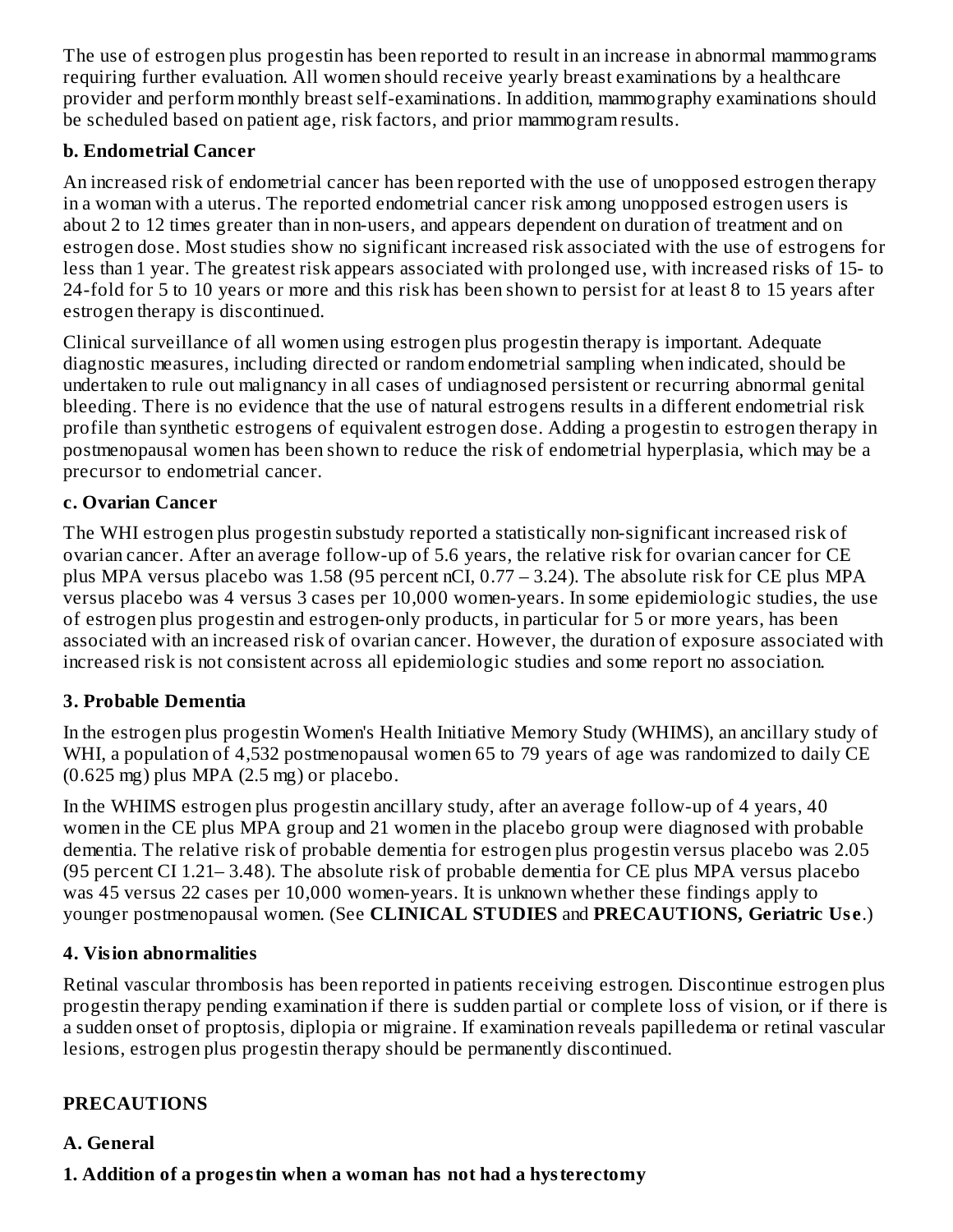The use of estrogen plus progestin has been reported to result in an increase in abnormal mammograms requiring further evaluation. All women should receive yearly breast examinations by a healthcare provider and perform monthly breast self-examinations. In addition, mammography examinations should be scheduled based on patient age, risk factors, and prior mammogram results.

**b. Endometrial Cancer**

An increased risk of endometrial cancer has been reported with the use of unopposed estrogen therapy in a woman with a uterus. The reported endometrial cancer risk among unopposed estrogen users is about 2 to 12 times greater than in non-users, and appears dependent on duration of treatment and on estrogen dose. Most studies show no significant increased risk associated with the use of estrogens for less than 1 year. The greatest risk appears associated with prolonged use, with increased risks of 15- to 24-fold for 5 to 10 years or more and this risk has been shown to persist for at least 8 to 15 years after estrogen therapy is discontinued.

Clinical surveillance of all women using estrogen plus progestin therapy is important. Adequate diagnostic measures, including directed or random endometrial sampling when indicated, should be undertaken to rule out malignancy in all cases of undiagnosed persistent or recurring abnormal genital bleeding. There is no evidence that the use of natural estrogens results in a different endometrial risk profile than synthetic estrogens of equivalent estrogen dose. Adding a progestin to estrogen therapy in postmenopausal women has been shown to reduce the risk of endometrial hyperplasia, which may be a precursor to endometrial cancer.

**c. Ovarian Cancer**

The WHI estrogen plus progestin substudy reported a statistically non-significant increased risk of ovarian cancer. After an average follow-up of 5.6 years, the relative risk for ovarian cancer for CE plus MPA versus placebo was 1.58 (95 percent nCI, 0.77 – 3.24). The absolute risk for CE plus MPA versus placebo was 4 versus 3 cases per 10,000 women-years. In some epidemiologic studies, the use of estrogen plus progestin and estrogen-only products, in particular for 5 or more years, has been associated with an increased risk of ovarian cancer. However, the duration of exposure associated with increased risk is not consistent across all epidemiologic studies and some report no association.

**3. Probable Dementia**

In the estrogen plus progestin Women's Health Initiative Memory Study (WHIMS), an ancillary study of WHI, a population of 4,532 postmenopausal women 65 to 79 years of age was randomized to daily CE (0.625 mg) plus MPA (2.5 mg) or placebo.

In the WHIMS estrogen plus progestin ancillary study, after an average follow-up of 4 years, 40 women in the CE plus MPA group and 21 women in the placebo group were diagnosed with probable dementia. The relative risk of probable dementia for estrogen plus progestin versus placebo was 2.05 (95 percent CI 1.21– 3.48). The absolute risk of probable dementia for CE plus MPA versus placebo was 45 versus 22 cases per 10,000 women-years. It is unknown whether these findings apply to younger postmenopausal women. (See **CLINICAL STUDIES** and **PRECAUTIONS, Geriatric Use**.)

**4. Vision abnormalities**

Retinal vascular thrombosis has been reported in patients receiving estrogen. Discontinue estrogen plus progestin therapy pending examination if there is sudden partial or complete loss of vision, or if there is a sudden onset of proptosis, diplopia or migraine. If examination reveals papilledema or retinal vascular lesions, estrogen plus progestin therapy should be permanently discontinued.

## PRECAUTIONS

**A. General**

**1. Addition of a progestin when a woman has not had a hysterectomy**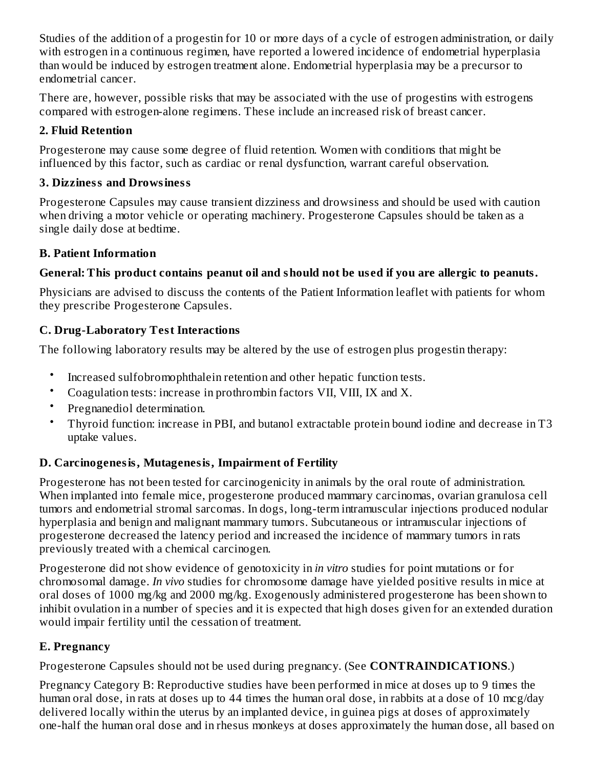Studies of the addition of a progestin for 10 or more days of a cycle of estrogen administration, or daily with estrogen in a continuous regimen, have reported a lowered incidence of endometrial hyperplasia than would be induced by estrogen treatment alone. Endometrial hyperplasia may be a precursor to endometrial cancer.

There are, however, possible risks that may be associated with the use of progestins with estrogens compared with estrogen-alone regimens. These include an increased risk of breast cancer.

**2. Fluid Retention**

Progesterone may cause some degree of fluid retention. Women with conditions that might be influenced by this factor, such as cardiac or renal dysfunction, warrant careful observation.

**3. Dizziness and Drowsiness**

Progesterone Capsules may cause transient dizziness and drowsiness and should be used with caution when driving a motor vehicle or operating machinery. Progesterone Capsules should be taken as a single daily dose at bedtime.

**B. Patient Information**

**General: This product contains peanut oil and should not be used if you are allergic to peanuts.**

Physicians are advised to discuss the contents of the Patient Information leaflet with patients for whom they prescribe Progesterone Capsules.

**C. Drug-Laboratory Test Interactions**

The following laboratory results may be altered by the use of estrogen plus progestin therapy:

- Increased sulfobromophthalein retention and other hepatic function tests.
- Coagulation tests: increase in prothrombin factors VII, VIII, IX and X.
- Pregnanediol determination.
- Thyroid function: increase in PBI, and butanol extractable protein bound iodine and decrease in T3 uptake values.

**D. Carcinogenesis, Mutagenesis, Impairment of Fertility**

Progesterone has not been tested for carcinogenicity in animals by the oral route of administration. When implanted into female mice, progesterone produced mammary carcinomas, ovarian granulosa cell tumors and endometrial stromal sarcomas. In dogs, long-term intramuscular injections produced nodular hyperplasia and benign and malignant mammary tumors. Subcutaneous or intramuscular injections of progesterone decreased the latency period and increased the incidence of mammary tumors in rats previously treated with a chemical carcinogen.

Progesterone did not show evidence of genotoxicity in *in vitro* studies for point mutations or for chromosomal damage. *In vivo* studies for chromosome damage have yielded positive results in mice at oral doses of 1000 mg/kg and 2000 mg/kg. Exogenously administered progesterone has been shown to inhibit ovulation in a number of species and it is expected that high doses given for an extended duration would impair fertility until the cessation of treatment.

**E. Pregnancy**

Progesterone Capsules should not be used during pregnancy. (See **CONTRAINDICATIONS**.)

Pregnancy Category B: Reproductive studies have been performed in mice at doses up to 9 times the human oral dose, in rats at doses up to 44 times the human oral dose, in rabbits at a dose of 10 mcg/day delivered locally within the uterus by an implanted device, in guinea pigs at doses of approximately one-half the human oral dose and in rhesus monkeys at doses approximately the human dose, all based on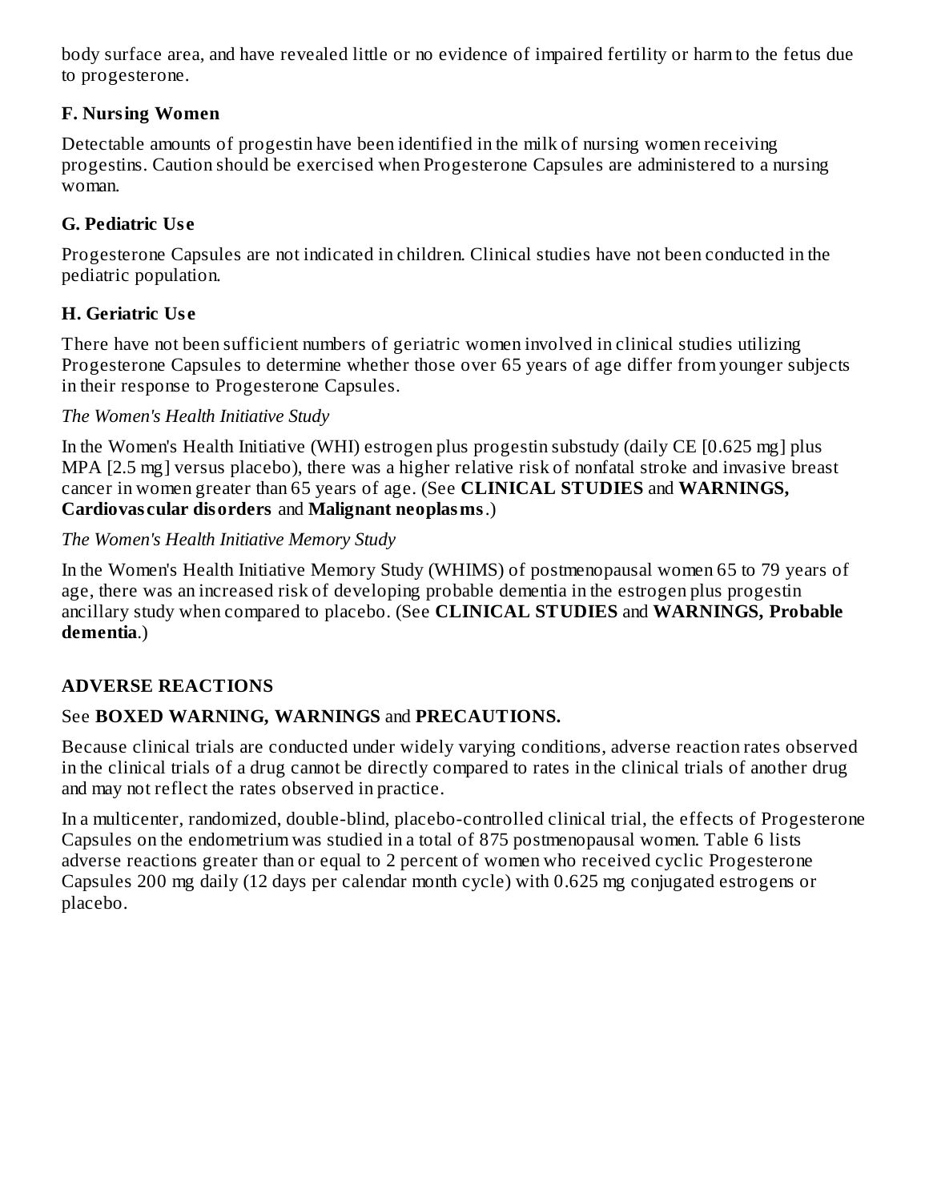body surface area, and have revealed little or no evidence of impaired fertility or harm to the fetus due to progesterone.

### F. Nursing Women

Detectable amounts of progestin have been identified in the milk of nursing women receiving progestins. Caution should be exercised when Progesterone Capsules are administered to a nursing woman.

### G. Pediatric Use

Progesterone Capsules are not indicated in children. Clinical studies have not been conducted in the pediatric population.

### H. Geriatric Use

There have not been sufficient numbers of geriatric women involved in clinical studies utilizing Progesterone Capsules to determine whether those over 65 years of age differ from younger subjects in their response to Progesterone Capsules.

*The Women's Health Initiative Study*

In the Women's Health Initiative (WHI) estrogen plus progestin substudy (daily CE [0.625 mg] plus MPA [2.5 mg] versus placebo), there was a higher relative risk of nonfatal stroke and invasive breast cancer in women greater than 65 years of age. (See **CLINICAL STUDIES** and **WARNINGS, Cardiovascular disorders** and **Malignant neoplasms**.)

*The Women's Health Initiative Memory Study*

In the Women's Health Initiative Memory Study (WHIMS) of postmenopausal women 65 to 79 years of age, there was an increased risk of developing probable dementia in the estrogen plus progestin ancillary study when compared to placebo. (See **CLINICAL STUDIES** and **WARNINGS, Probable dementia**.)

## ADVERSE REACTIONS

See **BOXED WARNING, WARNINGS** and **PRECAUTIONS.**

Because clinical trials are conducted under widely varying conditions, adverse reaction rates observed in the clinical trials of a drug cannot be directly compared to rates in the clinical trials of another drug and may not reflect the rates observed in practice.

In a multicenter, randomized, double-blind, placebo-controlled clinical trial, the effects of Progesterone Capsules on the endometrium was studied in a total of 875 postmenopausal women. Table 6 lists adverse reactions greater than or equal to 2 percent of women who received cyclic Progesterone Capsules 200 mg daily (12 days per calendar month cycle) with 0.625 mg conjugated estrogens or placebo.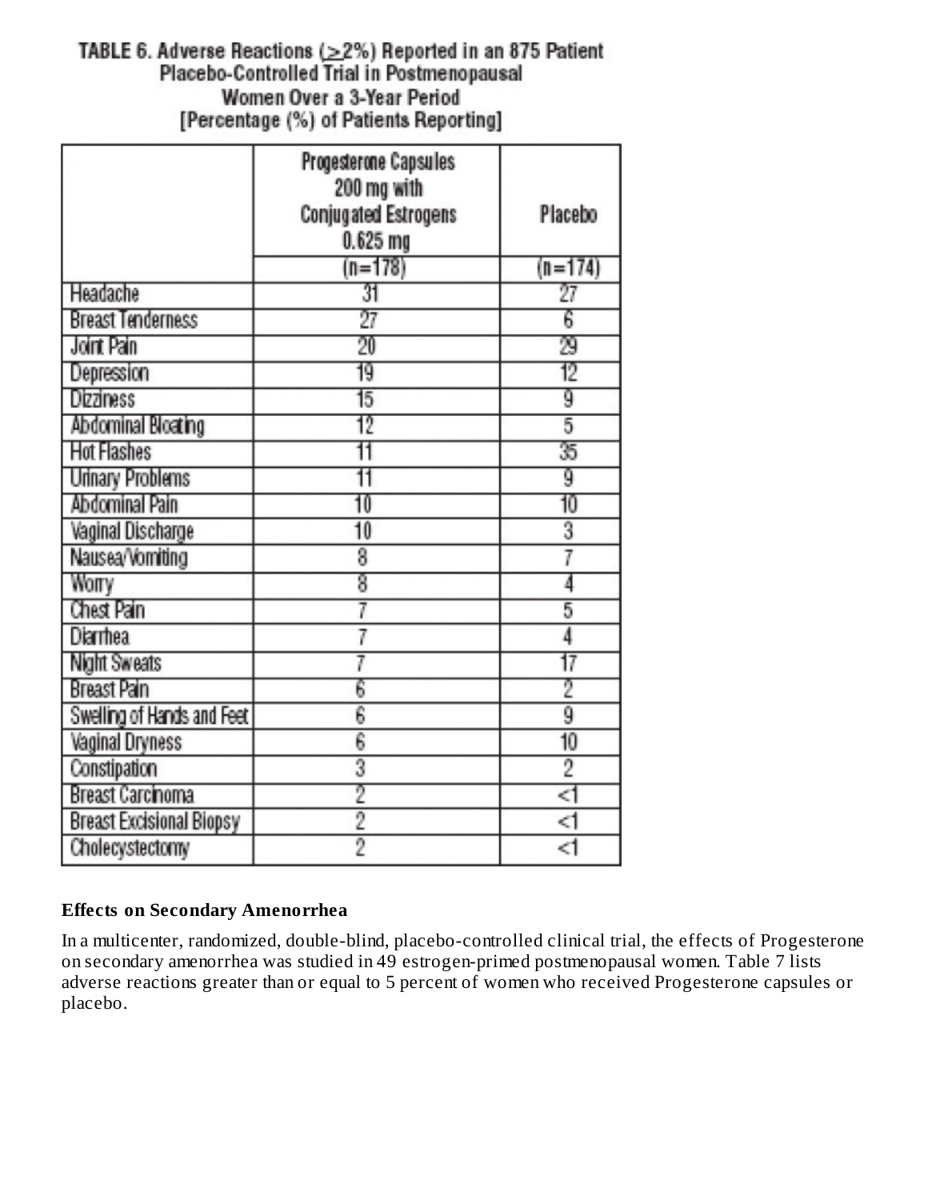**TABLE 6. Adverse Reactions (≥2%) Reported in an 875 Patient Placebo-Controlled Trial in Postmenopausal Women Over a 3-Year Period [Percentage (%) of Patients Reporting]**

| | Progesterone Capsules 200 mg with Conjugated Estrogens 0.625 mg | Placebo |
|---|---|---|
| | (n=178) | (n=174) |
| Headache | 31 | 27 |
| Breast Tenderness | 27 | 6 |
| Joint Pain | 20 | 29 |
| Depression | 19 | 12 |
| Dizziness | 15 | 9 |
| Abdominal Bloating | 12 | 5 |
| Hot Flashes | 11 | 35 |
| Urinary Problems | 11 | 9 |
| Abdominal Pain | 10 | 10 |
| Vaginal Discharge | 10 | 3 |
| Nausea/Vomiting | 8 | 7 |
| Worry | 8 | 4 |
| Chest Pain | 7 | 5 |
| Diarrhea | 7 | 4 |
| Night Sweats | 7 | 17 |
| Breast Pain | 6 | 2 |
| Swelling of Hands and Feet | 6 | 9 |
| Vaginal Dryness | 6 | 10 |
| Constipation | 3 | 2 |
| Breast Carcinoma | 2 | <1 |
| Breast Excisional Biopsy | 2 | <1 |
| Cholecystectomy | 2 | <1 |

**Effects on Secondary Amenorrhea**

In a multicenter, randomized, double-blind, placebo-controlled clinical trial, the effects of Progesterone on secondary amenorrhea was studied in 49 estrogen-primed postmenopausal women. Table 7 lists adverse reactions greater than or equal to 5 percent of women who received Progesterone capsules or placebo.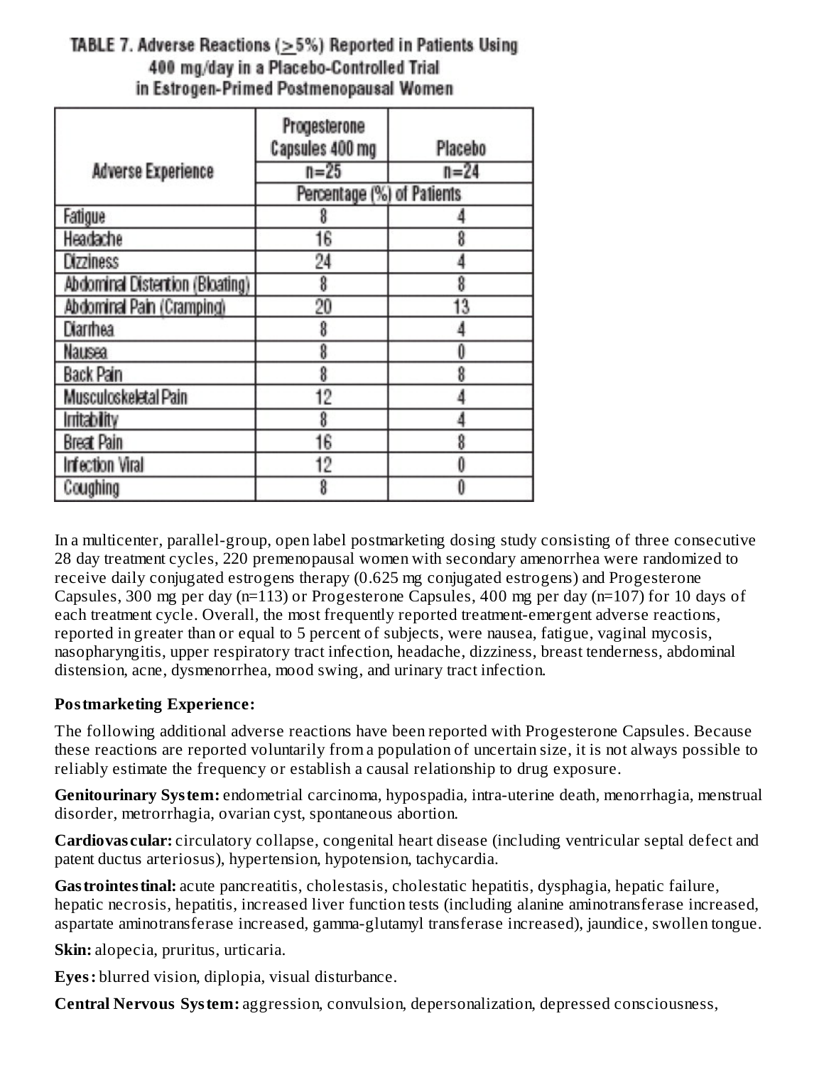**TABLE 7. Adverse Reactions (≥5%) Reported in Patients Using 400 mg/day in a Placebo-Controlled Trial in Estrogen-Primed Postmenopausal Women**

| Adverse Experience | Progesterone Capsules 400 mg | Placebo |
|---|---|---|
| | n=25 | n=24 |
| | Percentage (%) of Patients | |
| Fatigue | 8 | 4 |
| Headache | 16 | 8 |
| Dizziness | 24 | 4 |
| Abdominal Distention (Bloating) | 8 | 8 |
| Abdominal Pain (Cramping) | 20 | 13 |
| Diarrhea | 8 | 4 |
| Nausea | 8 | 0 |
| Back Pain | 8 | 8 |
| Musculoskeletal Pain | 12 | 4 |
| Irritability | 8 | 4 |
| Breat Pain | 16 | 8 |
| Infection Viral | 12 | 0 |
| Coughing | 8 | 0 |

In a multicenter, parallel-group, open label postmarketing dosing study consisting of three consecutive 28 day treatment cycles, 220 premenopausal women with secondary amenorrhea were randomized to receive daily conjugated estrogens therapy (0.625 mg conjugated estrogens) and Progesterone Capsules, 300 mg per day (n=113) or Progesterone Capsules, 400 mg per day (n=107) for 10 days of each treatment cycle. Overall, the most frequently reported treatment-emergent adverse reactions, reported in greater than or equal to 5 percent of subjects, were nausea, fatigue, vaginal mycosis, nasopharyngitis, upper respiratory tract infection, headache, dizziness, breast tenderness, abdominal distension, acne, dysmenorrhea, mood swing, and urinary tract infection.

**Postmarketing Experience:**

The following additional adverse reactions have been reported with Progesterone Capsules. Because these reactions are reported voluntarily from a population of uncertain size, it is not always possible to reliably estimate the frequency or establish a causal relationship to drug exposure.

**Genitourinary System:** endometrial carcinoma, hypospadia, intra-uterine death, menorrhagia, menstrual disorder, metrorrhagia, ovarian cyst, spontaneous abortion.

**Cardiovascular:** circulatory collapse, congenital heart disease (including ventricular septal defect and patent ductus arteriosus), hypertension, hypotension, tachycardia.

**Gastrointestinal:** acute pancreatitis, cholestasis, cholestatic hepatitis, dysphagia, hepatic failure, hepatic necrosis, hepatitis, increased liver function tests (including alanine aminotransferase increased, aspartate aminotransferase increased, gamma-glutamyl transferase increased), jaundice, swollen tongue.

**Skin:** alopecia, pruritus, urticaria.

**Eyes:** blurred vision, diplopia, visual disturbance.

**Central Nervous System:** aggression, convulsion, depersonalization, depressed consciousness,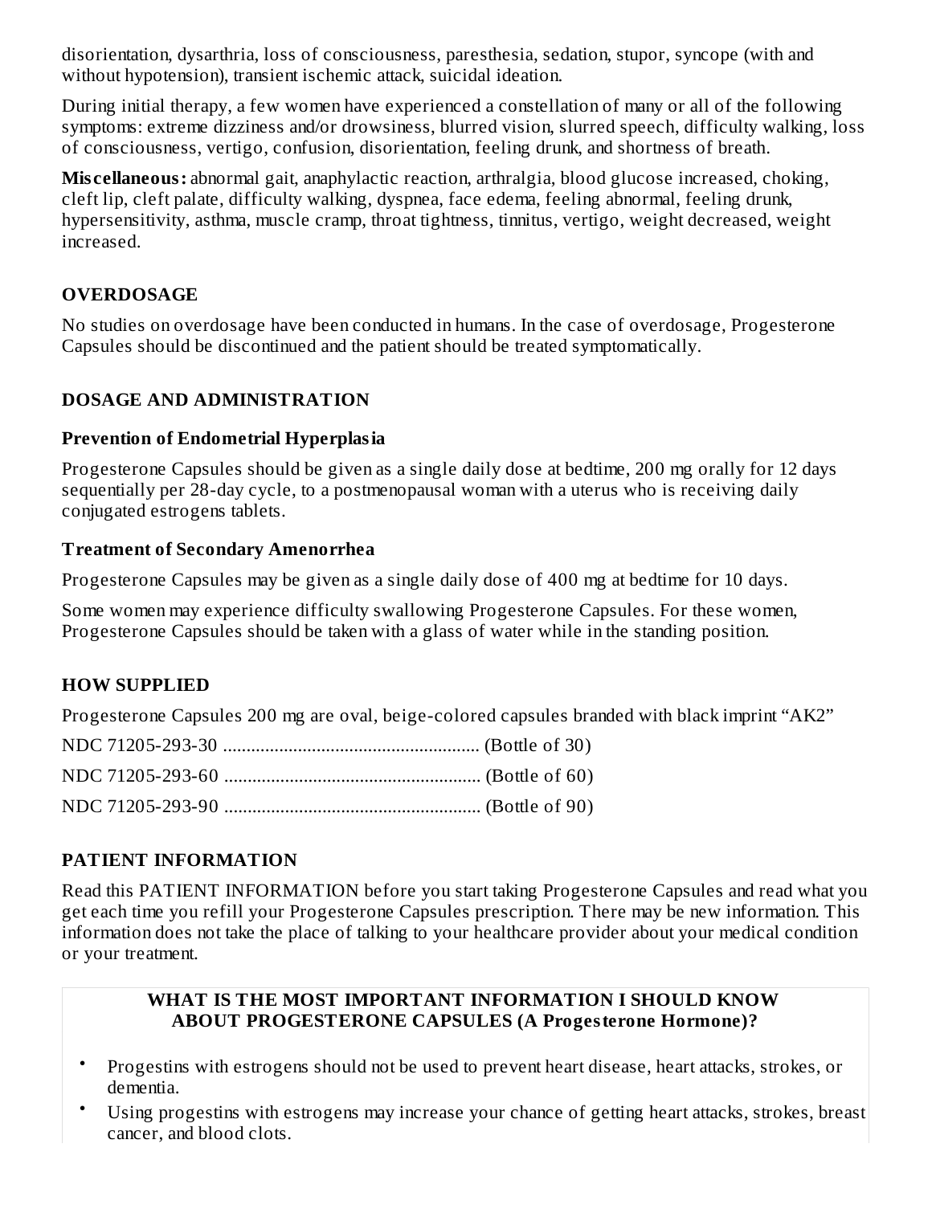disorientation, dysarthria, loss of consciousness, paresthesia, sedation, stupor, syncope (with and without hypotension), transient ischemic attack, suicidal ideation.

During initial therapy, a few women have experienced a constellation of many or all of the following symptoms: extreme dizziness and/or drowsiness, blurred vision, slurred speech, difficulty walking, loss of consciousness, vertigo, confusion, disorientation, feeling drunk, and shortness of breath.

**Miscellaneous:** abnormal gait, anaphylactic reaction, arthralgia, blood glucose increased, choking, cleft lip, cleft palate, difficulty walking, dyspnea, face edema, feeling abnormal, feeling drunk, hypersensitivity, asthma, muscle cramp, throat tightness, tinnitus, vertigo, weight decreased, weight increased.

## OVERDOSAGE

No studies on overdosage have been conducted in humans. In the case of overdosage, Progesterone Capsules should be discontinued and the patient should be treated symptomatically.

## DOSAGE AND ADMINISTRATION

### Prevention of Endometrial Hyperplasia

Progesterone Capsules should be given as a single daily dose at bedtime, 200 mg orally for 12 days sequentially per 28-day cycle, to a postmenopausal woman with a uterus who is receiving daily conjugated estrogens tablets.

### Treatment of Secondary Amenorrhea

Progesterone Capsules may be given as a single daily dose of 400 mg at bedtime for 10 days.

Some women may experience difficulty swallowing Progesterone Capsules. For these women, Progesterone Capsules should be taken with a glass of water while in the standing position.

## HOW SUPPLIED

Progesterone Capsules 200 mg are oval, beige-colored capsules branded with black imprint "AK2"

NDC 71205-293-30 ...................................................... (Bottle of 30)

NDC 71205-293-60 ...................................................... (Bottle of 60)

NDC 71205-293-90 ...................................................... (Bottle of 90)

## PATIENT INFORMATION

Read this PATIENT INFORMATION before you start taking Progesterone Capsules and read what you get each time you refill your Progesterone Capsules prescription. There may be new information. This information does not take the place of talking to your healthcare provider about your medical condition or your treatment.

### WHAT IS THE MOST IMPORTANT INFORMATION I SHOULD KNOW ABOUT PROGESTERONE CAPSULES (A Progesterone Hormone)?

- Progestins with estrogens should not be used to prevent heart disease, heart attacks, strokes, or dementia.
- Using progestins with estrogens may increase your chance of getting heart attacks, strokes, breast cancer, and blood clots.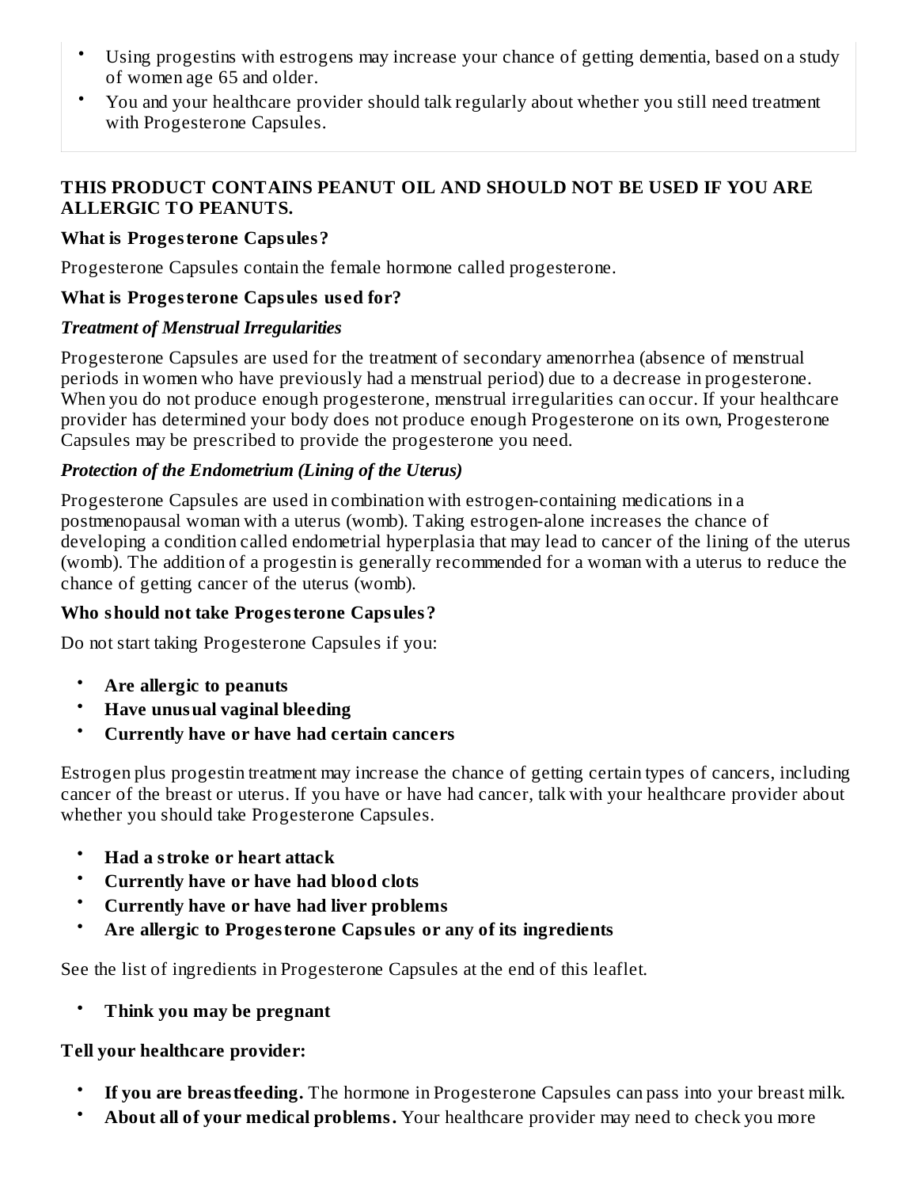- Using progestins with estrogens may increase your chance of getting dementia, based on a study of women age 65 and older.
- You and your healthcare provider should talk regularly about whether you still need treatment with Progesterone Capsules.

**THIS PRODUCT CONTAINS PEANUT OIL AND SHOULD NOT BE USED IF YOU ARE ALLERGIC TO PEANUTS.**

**What is Progesterone Capsules?**

Progesterone Capsules contain the female hormone called progesterone.

**What is Progesterone Capsules used for?**

***Treatment of Menstrual Irregularities***

Progesterone Capsules are used for the treatment of secondary amenorrhea (absence of menstrual periods in women who have previously had a menstrual period) due to a decrease in progesterone. When you do not produce enough progesterone, menstrual irregularities can occur. If your healthcare provider has determined your body does not produce enough Progesterone on its own, Progesterone Capsules may be prescribed to provide the progesterone you need.

***Protection of the Endometrium (Lining of the Uterus)***

Progesterone Capsules are used in combination with estrogen-containing medications in a postmenopausal woman with a uterus (womb). Taking estrogen-alone increases the chance of developing a condition called endometrial hyperplasia that may lead to cancer of the lining of the uterus (womb). The addition of a progestin is generally recommended for a woman with a uterus to reduce the chance of getting cancer of the uterus (womb).

**Who should not take Progesterone Capsules?**

Do not start taking Progesterone Capsules if you:

- **Are allergic to peanuts**
- **Have unusual vaginal bleeding**
- **Currently have or have had certain cancers**

Estrogen plus progestin treatment may increase the chance of getting certain types of cancers, including cancer of the breast or uterus. If you have or have had cancer, talk with your healthcare provider about whether you should take Progesterone Capsules.

- **Had a stroke or heart attack**
- **Currently have or have had blood clots**
- **Currently have or have had liver problems**
- **Are allergic to Progesterone Capsules or any of its ingredients**

See the list of ingredients in Progesterone Capsules at the end of this leaflet.

- **Think you may be pregnant**

**Tell your healthcare provider:**

- **If you are breastfeeding.** The hormone in Progesterone Capsules can pass into your breast milk.
- **About all of your medical problems.** Your healthcare provider may need to check you more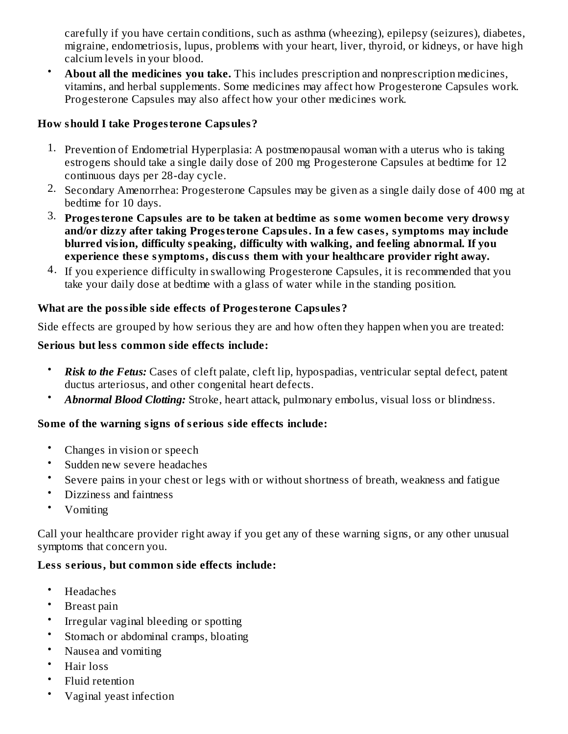carefully if you have certain conditions, such as asthma (wheezing), epilepsy (seizures), diabetes, migraine, endometriosis, lupus, problems with your heart, liver, thyroid, or kidneys, or have high calcium levels in your blood.

- **About all the medicines you take.** This includes prescription and nonprescription medicines, vitamins, and herbal supplements. Some medicines may affect how Progesterone Capsules work. Progesterone Capsules may also affect how your other medicines work.

### How should I take Progesterone Capsules?

1. Prevention of Endometrial Hyperplasia: A postmenopausal woman with a uterus who is taking estrogens should take a single daily dose of 200 mg Progesterone Capsules at bedtime for 12 continuous days per 28-day cycle.
2. Secondary Amenorrhea: Progesterone Capsules may be given as a single daily dose of 400 mg at bedtime for 10 days.
3. **Progesterone Capsules are to be taken at bedtime as some women become very drowsy and/or dizzy after taking Progesterone Capsules. In a few cases, symptoms may include blurred vision, difficulty speaking, difficulty with walking, and feeling abnormal. If you experience these symptoms, discuss them with your healthcare provider right away.**
4. If you experience difficulty in swallowing Progesterone Capsules, it is recommended that you take your daily dose at bedtime with a glass of water while in the standing position.

### What are the possible side effects of Progesterone Capsules?

Side effects are grouped by how serious they are and how often they happen when you are treated:

**Serious but less common side effects include:**

- ***Risk to the Fetus:*** Cases of cleft palate, cleft lip, hypospadias, ventricular septal defect, patent ductus arteriosus, and other congenital heart defects.
- ***Abnormal Blood Clotting:*** Stroke, heart attack, pulmonary embolus, visual loss or blindness.

**Some of the warning signs of serious side effects include:**

- Changes in vision or speech
- Sudden new severe headaches
- Severe pains in your chest or legs with or without shortness of breath, weakness and fatigue
- Dizziness and faintness
- Vomiting

Call your healthcare provider right away if you get any of these warning signs, or any other unusual symptoms that concern you.

**Less serious, but common side effects include:**

- Headaches
- Breast pain
- Irregular vaginal bleeding or spotting
- Stomach or abdominal cramps, bloating
- Nausea and vomiting
- Hair loss
- Fluid retention
- Vaginal yeast infection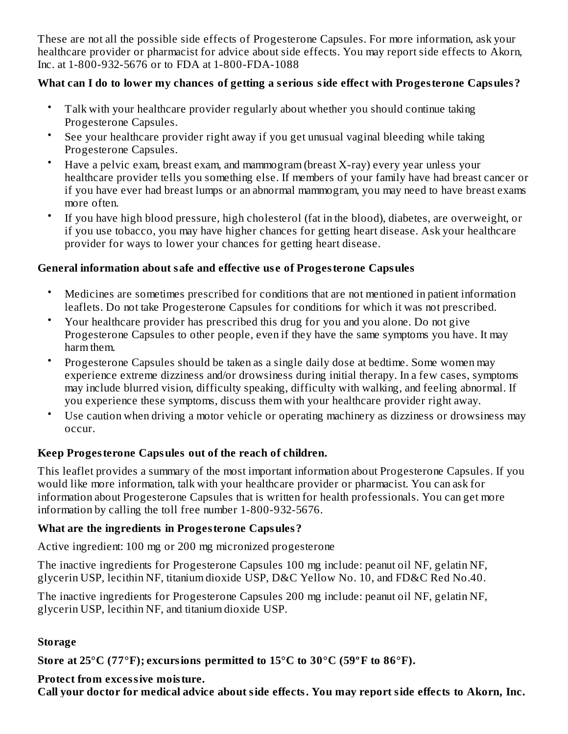These are not all the possible side effects of Progesterone Capsules. For more information, ask your healthcare provider or pharmacist for advice about side effects. You may report side effects to Akorn, Inc. at 1-800-932-5676 or to FDA at 1-800-FDA-1088

**What can I do to lower my chances of getting a serious side effect with Progesterone Capsules?**

- Talk with your healthcare provider regularly about whether you should continue taking Progesterone Capsules.
- See your healthcare provider right away if you get unusual vaginal bleeding while taking Progesterone Capsules.
- Have a pelvic exam, breast exam, and mammogram (breast X-ray) every year unless your healthcare provider tells you something else. If members of your family have had breast cancer or if you have ever had breast lumps or an abnormal mammogram, you may need to have breast exams more often.
- If you have high blood pressure, high cholesterol (fat in the blood), diabetes, are overweight, or if you use tobacco, you may have higher chances for getting heart disease. Ask your healthcare provider for ways to lower your chances for getting heart disease.

**General information about safe and effective use of Progesterone Capsules**

- Medicines are sometimes prescribed for conditions that are not mentioned in patient information leaflets. Do not take Progesterone Capsules for conditions for which it was not prescribed.
- Your healthcare provider has prescribed this drug for you and you alone. Do not give Progesterone Capsules to other people, even if they have the same symptoms you have. It may harm them.
- Progesterone Capsules should be taken as a single daily dose at bedtime. Some women may experience extreme dizziness and/or drowsiness during initial therapy. In a few cases, symptoms may include blurred vision, difficulty speaking, difficulty with walking, and feeling abnormal. If you experience these symptoms, discuss them with your healthcare provider right away.
- Use caution when driving a motor vehicle or operating machinery as dizziness or drowsiness may occur.

**Keep Progesterone Capsules out of the reach of children.**

This leaflet provides a summary of the most important information about Progesterone Capsules. If you would like more information, talk with your healthcare provider or pharmacist. You can ask for information about Progesterone Capsules that is written for health professionals. You can get more information by calling the toll free number 1-800-932-5676.

**What are the ingredients in Progesterone Capsules?**

Active ingredient: 100 mg or 200 mg micronized progesterone

The inactive ingredients for Progesterone Capsules 100 mg include: peanut oil NF, gelatin NF, glycerin USP, lecithin NF, titanium dioxide USP, D&C Yellow No. 10, and FD&C Red No.40.

The inactive ingredients for Progesterone Capsules 200 mg include: peanut oil NF, gelatin NF, glycerin USP, lecithin NF, and titanium dioxide USP.

**Storage**

**Store at 25°C (77°F); excursions permitted to 15°C to 30°C (59°F to 86°F).**

**Protect from excessive moisture.**
**Call your doctor for medical advice about side effects. You may report side effects to Akorn, Inc.**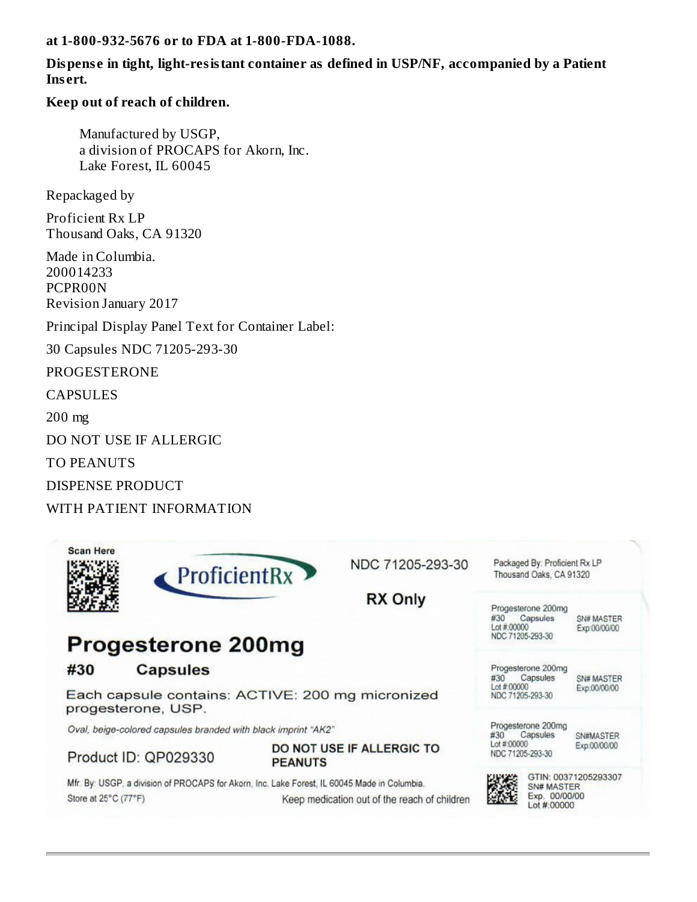**at 1-800-932-5676 or to FDA at 1-800-FDA-1088.**

**Dispense in tight, light-resistant container as defined in USP/NF, accompanied by a Patient Insert.**

**Keep out of reach of children.**

Manufactured by USGP,
a division of PROCAPS for Akorn, Inc.
Lake Forest, IL 60045

Repackaged by

Proficient Rx LP
Thousand Oaks, CA 91320

Made in Columbia.
200014233
PCPR00N
Revision January 2017

Principal Display Panel Text for Container Label:

30 Capsules NDC 71205-293-30

PROGESTERONE

CAPSULES

200 mg

DO NOT USE IF ALLERGIC

TO PEANUTS

DISPENSE PRODUCT

WITH PATIENT INFORMATION

Scan Here

ProficientRx

NDC 71205-293-30

RX Only

Packaged By: Proficient Rx LP
Thousand Oaks, CA 91320

**Progesterone 200mg**

**#30 Capsules**

Each capsule contains: ACTIVE: 200 mg micronized progesterone, USP.

*Oval, beige-colored capsules branded with black imprint "AK2"*

Product ID: QP029330

**DO NOT USE IF ALLERGIC TO PEANUTS**

Mfr. By: USGP, a division of PROCAPS for Akorn, Inc. Lake Forest, IL 60045 Made in Columbia.

Store at 25°C (77°F)

Keep medication out of the reach of children

Progesterone 200mg
#30 Capsules
Lot #:00000
NDC 71205-293-30
SN# MASTER
Exp:00/00/00

Progesterone 200mg
#30 Capsules
Lot #:00000
NDC 71205-293-30
SN# MASTER
Exp:00/00/00

Progesterone 200mg
#30 Capsules
Lot #:00000
NDC 71205-293-30
SN#MASTER
Exp:00/00/00

GTIN: 00371205293307
SN# MASTER
Exp. 00/00/00
Lot #:00000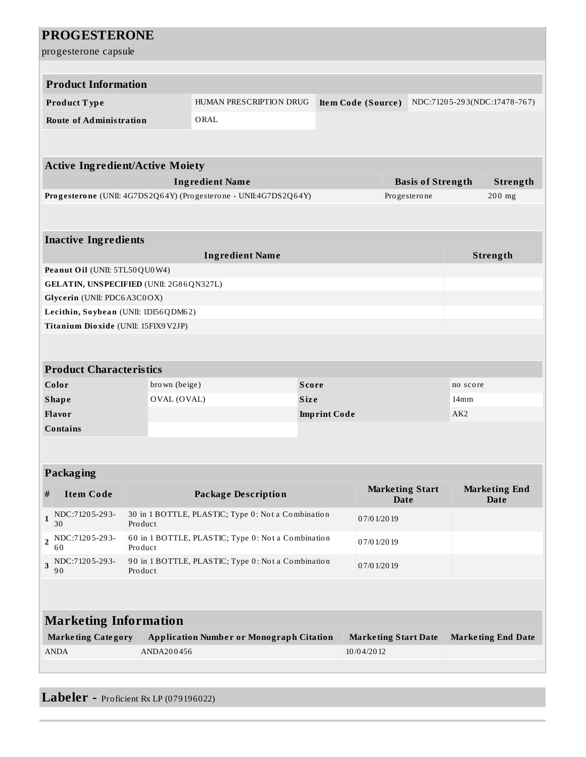# PROGESTERONE

progesterone capsule

| Product Information | | | |
|---|---|---|---|
| **Product Type** | HUMAN PRESCRIPTION DRUG | **Item Code (Source)** | NDC:71205-293(NDC:17478-767) |
| **Route of Administration** | ORAL | | |

| Active Ingredient/Active Moiety | | |
|---|---|---|
| **Ingredient Name** | **Basis of Strength** | **Strength** |
| **Progesterone** (UNII: 4G7DS2Q64Y) (Progesterone - UNII:4G7DS2Q64Y) | Progesterone | 200 mg |

| Inactive Ingredients | |
|---|---|
| **Ingredient Name** | **Strength** |
| **Peanut Oil** (UNII: 5TL50QU0W4) | |
| **GELATIN, UNSPECIFIED** (UNII: 2G86QN327L) | |
| **Glycerin** (UNII: PDC6A3C0OX) | |
| **Lecithin, Soybean** (UNII: 1DI56QDM62) | |
| **Titanium Dioxide** (UNII: 15FIX9V2JP) | |

| Product Characteristics | | | |
|---|---|---|---|
| **Color** | brown (beige) | **Score** | no score |
| **Shape** | OVAL (OVAL) | **Size** | 14mm |
| **Flavor** | | **Imprint Code** | AK2 |
| **Contains** | | | |

| Packaging | | | | |
|---|---|---|---|---|
| **#** | **Item Code** | **Package Description** | **Marketing Start Date** | **Marketing End Date** |
| **1** | NDC:71205-293-30 | 30 in 1 BOTTLE, PLASTIC; Type 0: Not a Combination Product | 07/01/2019 | |
| **2** | NDC:71205-293-60 | 60 in 1 BOTTLE, PLASTIC; Type 0: Not a Combination Product | 07/01/2019 | |
| **3** | NDC:71205-293-90 | 90 in 1 BOTTLE, PLASTIC; Type 0: Not a Combination Product | 07/01/2019 | |

| Marketing Information | | | |
|---|---|---|---|
| **Marketing Category** | **Application Number or Monograph Citation** | **Marketing Start Date** | **Marketing End Date** |
| ANDA | ANDA200456 | 10/04/2012 | |

## Labeler - Proficient Rx LP (079196022)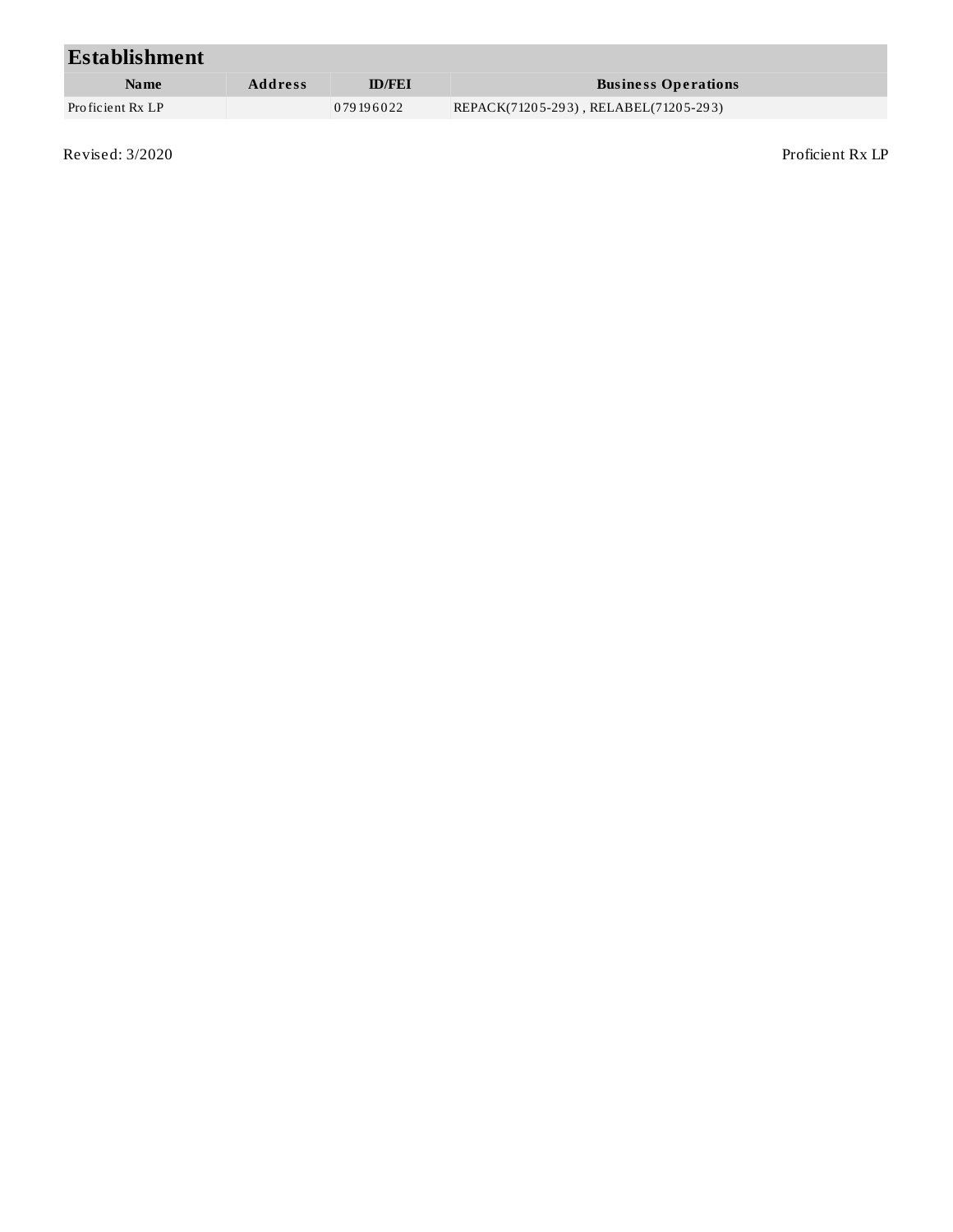## Establishment

| Name | Address | ID/FEI | Business Operations |
| --- | --- | --- | --- |
| Proficient Rx LP | | 079196022 | REPACK(71205-293) , RELABEL(71205-293) |

Revised: 3/2020

Proficient Rx LP